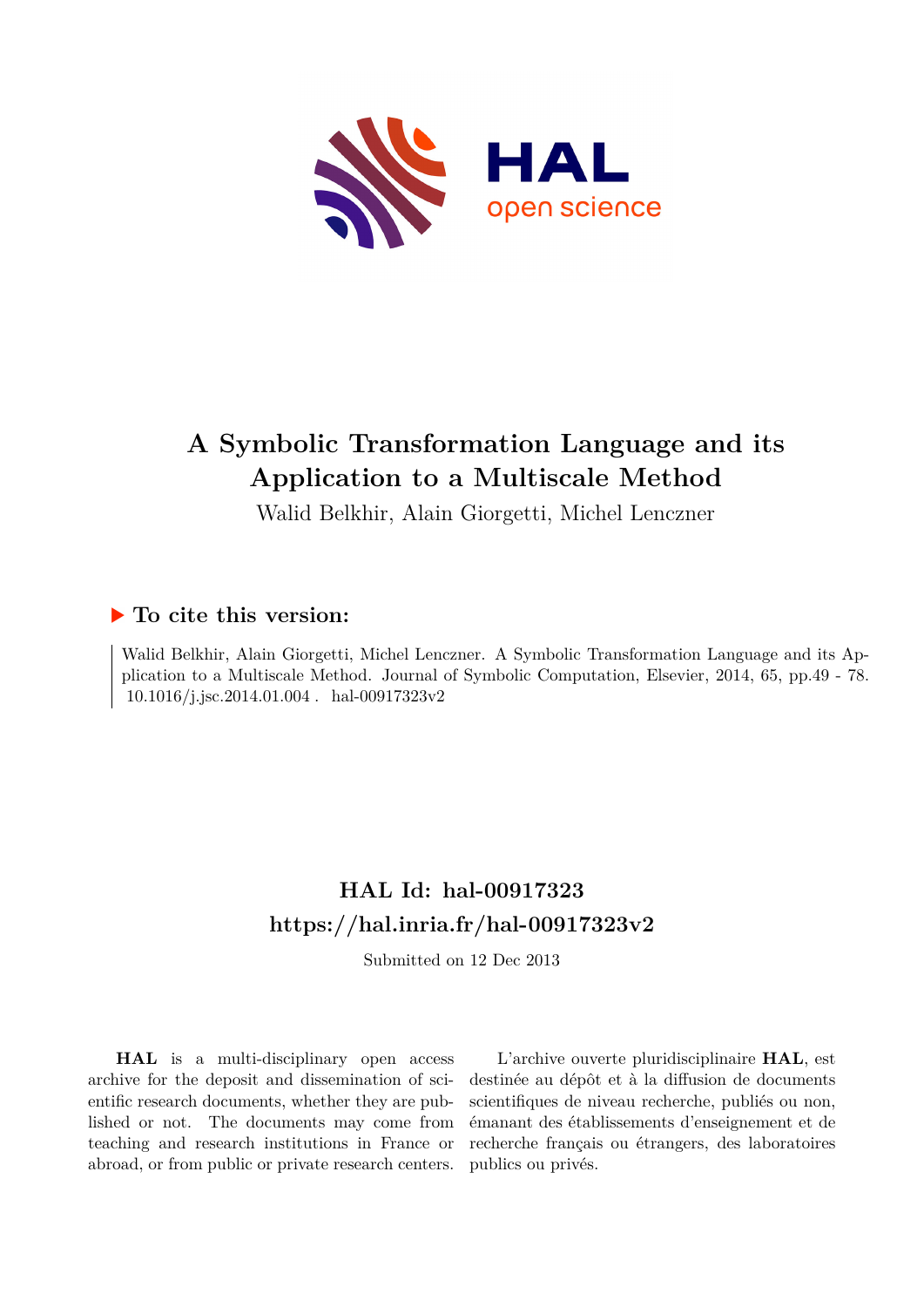# A Symbolic Transformation Language and its Application to a Multiscale Method

Walid Belkhir, Alain Giorgetti, Michel Lenczner

## ▶ To cite this version:

Walid Belkhir, Alain Giorgetti, Michel Lenczner. A Symbolic Transformation Language and its Application to a Multiscale Method. Journal of Symbolic Computation, Elsevier, 2014, 65, pp.49 - 78. 10.1016/j.jsc.2014.01.004 . hal-00917323v2

## HAL Id: hal-00917323
## https://hal.inria.fr/hal-00917323v2

Submitted on 12 Dec 2013

**HAL** is a multi-disciplinary open access archive for the deposit and dissemination of scientific research documents, whether they are published or not. The documents may come from teaching and research institutions in France or abroad, or from public or private research centers.

L'archive ouverte pluridisciplinaire **HAL**, est destinée au dépôt et à la diffusion de documents scientifiques de niveau recherche, publiés ou non, émanant des établissements d'enseignement et de recherche français ou étrangers, des laboratoires publics ou privés.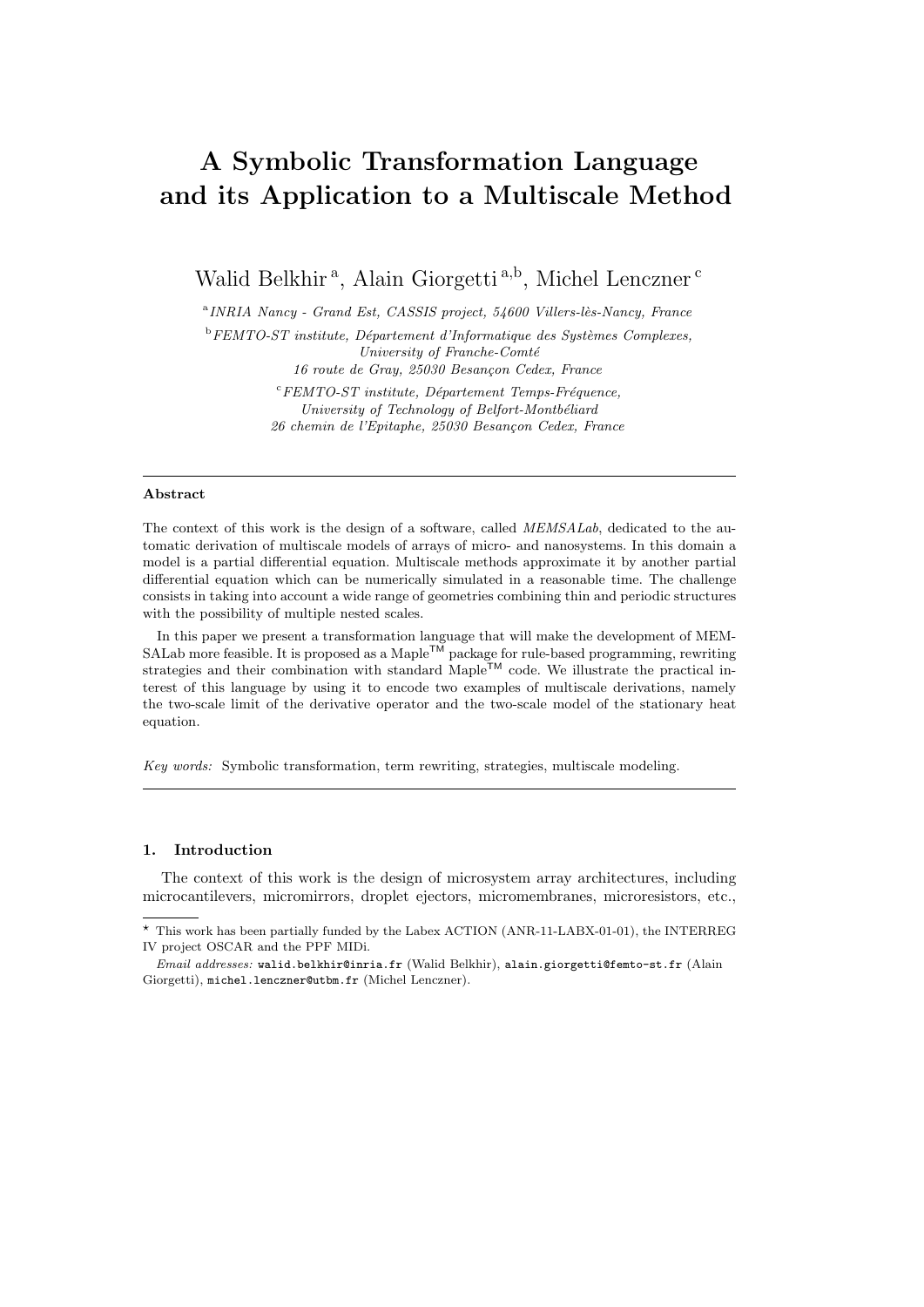# A Symbolic Transformation Language and its Application to a Multiscale Method

Walid Belkhir [a], Alain Giorgetti [a,b], Michel Lenczner [c]

[a] *INRIA Nancy - Grand Est, CASSIS project, 54600 Villers-lès-Nancy, France*

[b] *FEMTO-ST institute, Département d'Informatique des Systèmes Complexes, University of Franche-Comté 16 route de Gray, 25030 Besançon Cedex, France*

[c] *FEMTO-ST institute, Département Temps-Fréquence, University of Technology of Belfort-Montbéliard 26 chemin de l'Epitaphe, 25030 Besançon Cedex, France*

---

**Abstract**

The context of this work is the design of a software, called *MEMSALab*, dedicated to the automatic derivation of multiscale models of arrays of micro- and nanosystems. In this domain a model is a partial differential equation. Multiscale methods approximate it by another partial differential equation which can be numerically simulated in a reasonable time. The challenge consists in taking into account a wide range of geometries combining thin and periodic structures with the possibility of multiple nested scales.

In this paper we present a transformation language that will make the development of MEMSALab more feasible. It is proposed as a Maple™ package for rule-based programming, rewriting strategies and their combination with standard Maple™ code. We illustrate the practical interest of this language by using it to encode two examples of multiscale derivations, namely the two-scale limit of the derivative operator and the two-scale model of the stationary heat equation.

*Key words:* Symbolic transformation, term rewriting, strategies, multiscale modeling.

---

## 1. Introduction

The context of this work is the design of microsystem array architectures, including microcantilevers, micromirrors, droplet ejectors, micromembranes, microresistors, etc.,

---

⋆ This work has been partially funded by the Labex ACTION (ANR-11-LABX-01-01), the INTERREG IV project OSCAR and the PPF MIDi.

*Email addresses:* walid.belkhir@inria.fr (Walid Belkhir), alain.giorgetti@femto-st.fr (Alain Giorgetti), michel.lenczner@utbm.fr (Michel Lenczner).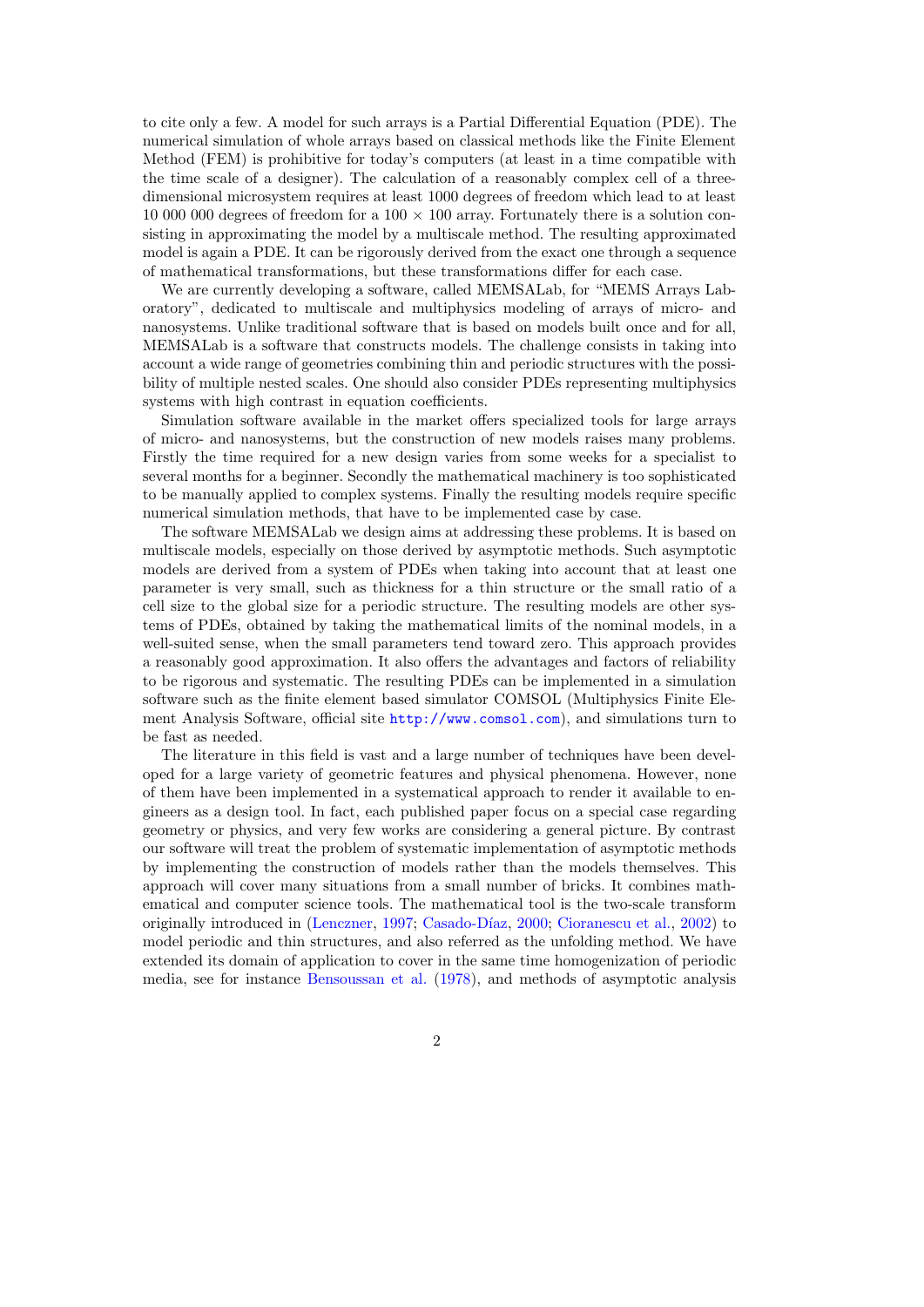to cite only a few. A model for such arrays is a Partial Differential Equation (PDE). The numerical simulation of whole arrays based on classical methods like the Finite Element Method (FEM) is prohibitive for today's computers (at least in a time compatible with the time scale of a designer). The calculation of a reasonably complex cell of a three-dimensional microsystem requires at least 1000 degrees of freedom which lead to at least 10 000 000 degrees of freedom for a $100 \times 100$ array. Fortunately there is a solution consisting in approximating the model by a multiscale method. The resulting approximated model is again a PDE. It can be rigorously derived from the exact one through a sequence of mathematical transformations, but these transformations differ for each case.

We are currently developing a software, called MEMSALab, for "MEMS Arrays Laboratory", dedicated to multiscale and multiphysics modeling of arrays of micro- and nanosystems. Unlike traditional software that is based on models built once and for all, MEMSALab is a software that constructs models. The challenge consists in taking into account a wide range of geometries combining thin and periodic structures with the possibility of multiple nested scales. One should also consider PDEs representing multiphysics systems with high contrast in equation coefficients.

Simulation software available in the market offers specialized tools for large arrays of micro- and nanosystems, but the construction of new models raises many problems. Firstly the time required for a new design varies from some weeks for a specialist to several months for a beginner. Secondly the mathematical machinery is too sophisticated to be manually applied to complex systems. Finally the resulting models require specific numerical simulation methods, that have to be implemented case by case.

The software MEMSALab we design aims at addressing these problems. It is based on multiscale models, especially on those derived by asymptotic methods. Such asymptotic models are derived from a system of PDEs when taking into account that at least one parameter is very small, such as thickness for a thin structure or the small ratio of a cell size to the global size for a periodic structure. The resulting models are other systems of PDEs, obtained by taking the mathematical limits of the nominal models, in a well-suited sense, when the small parameters tend toward zero. This approach provides a reasonably good approximation. It also offers the advantages and factors of reliability to be rigorous and systematic. The resulting PDEs can be implemented in a simulation software such as the finite element based simulator COMSOL (Multiphysics Finite Element Analysis Software, official site http://www.comsol.com), and simulations turn to be fast as needed.

The literature in this field is vast and a large number of techniques have been developed for a large variety of geometric features and physical phenomena. However, none of them have been implemented in a systematical approach to render it available to engineers as a design tool. In fact, each published paper focus on a special case regarding geometry or physics, and very few works are considering a general picture. By contrast our software will treat the problem of systematic implementation of asymptotic methods by implementing the construction of models rather than the models themselves. This approach will cover many situations from a small number of bricks. It combines mathematical and computer science tools. The mathematical tool is the two-scale transform originally introduced in (Lenczner, 1997; Casado-Díaz, 2000; Cioranescu et al., 2002) to model periodic and thin structures, and also referred as the unfolding method. We have extended its domain of application to cover in the same time homogenization of periodic media, see for instance Bensoussan et al. (1978), and methods of asymptotic analysis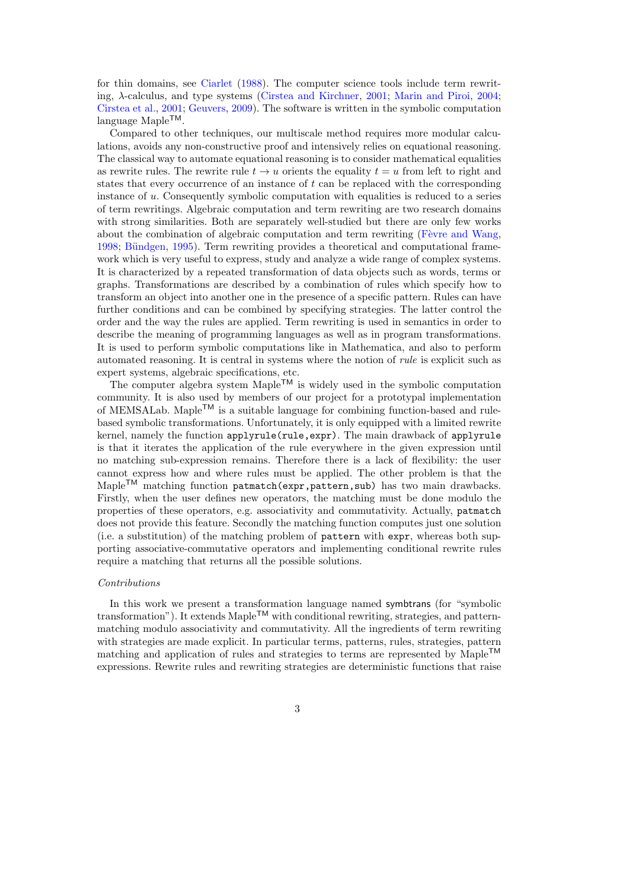for thin domains, see Ciarlet (1988). The computer science tools include term rewriting, $\lambda$-calculus, and type systems (Cirstea and Kirchner, 2001; Marin and Piroi, 2004; Cirstea et al., 2001; Geuvers, 2009). The software is written in the symbolic computation language Maple™.

Compared to other techniques, our multiscale method requires more modular calculations, avoids any non-constructive proof and intensively relies on equational reasoning. The classical way to automate equational reasoning is to consider mathematical equalities as rewrite rules. The rewrite rule $t \to u$ orients the equality $t = u$ from left to right and states that every occurrence of an instance of $t$ can be replaced with the corresponding instance of $u$. Consequently symbolic computation with equalities is reduced to a series of term rewritings. Algebraic computation and term rewriting are two research domains with strong similarities. Both are separately well-studied but there are only few works about the combination of algebraic computation and term rewriting (Fèvre and Wang, 1998; Bündgen, 1995). Term rewriting provides a theoretical and computational framework which is very useful to express, study and analyze a wide range of complex systems. It is characterized by a repeated transformation of data objects such as words, terms or graphs. Transformations are described by a combination of rules which specify how to transform an object into another one in the presence of a specific pattern. Rules can have further conditions and can be combined by specifying strategies. The latter control the order and the way the rules are applied. Term rewriting is used in semantics in order to describe the meaning of programming languages as well as in program transformations. It is used to perform symbolic computations like in Mathematica, and also to perform automated reasoning. It is central in systems where the notion of *rule* is explicit such as expert systems, algebraic specifications, etc.

The computer algebra system Maple™ is widely used in the symbolic computation community. It is also used by members of our project for a prototypal implementation of MEMSALab. Maple™ is a suitable language for combining function-based and rule-based symbolic transformations. Unfortunately, it is only equipped with a limited rewrite kernel, namely the function `applyrule(rule,expr)`. The main drawback of `applyrule` is that it iterates the application of the rule everywhere in the given expression until no matching sub-expression remains. Therefore there is a lack of flexibility: the user cannot express how and where rules must be applied. The other problem is that the Maple™ matching function `patmatch(expr,pattern,sub)` has two main drawbacks. Firstly, when the user defines new operators, the matching must be done modulo the properties of these operators, e.g. associativity and commutativity. Actually, `patmatch` does not provide this feature. Secondly the matching function computes just one solution (i.e. a substitution) of the matching problem of `pattern` with `expr`, whereas both supporting associative-commutative operators and implementing conditional rewrite rules require a matching that returns all the possible solutions.

*Contributions*

In this work we present a transformation language named symbtrans (for "symbolic transformation"). It extends Maple™ with conditional rewriting, strategies, and pattern-matching modulo associativity and commutativity. All the ingredients of term rewriting with strategies are made explicit. In particular terms, patterns, rules, strategies, pattern matching and application of rules and strategies to terms are represented by Maple™ expressions. Rewrite rules and rewriting strategies are deterministic functions that raise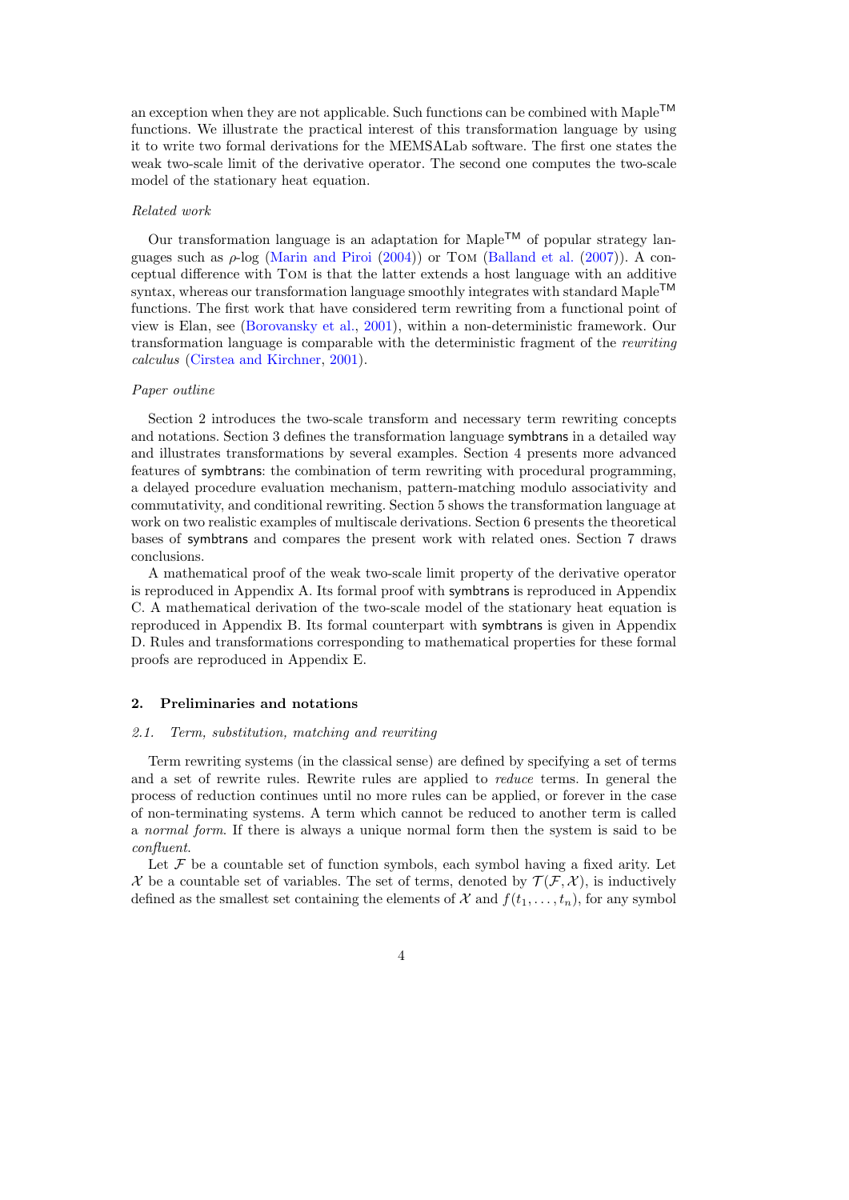an exception when they are not applicable. Such functions can be combined with Maple™ functions. We illustrate the practical interest of this transformation language by using it to write two formal derivations for the MEMSALab software. The first one states the weak two-scale limit of the derivative operator. The second one computes the two-scale model of the stationary heat equation.

*Related work*

Our transformation language is an adaptation for Maple™ of popular strategy languages such as $\rho$-log (Marin and Piroi (2004)) or Tom (Balland et al. (2007)). A conceptual difference with Tom is that the latter extends a host language with an additive syntax, whereas our transformation language smoothly integrates with standard Maple™ functions. The first work that have considered term rewriting from a functional point of view is Elan, see (Borovansky et al., 2001), within a non-deterministic framework. Our transformation language is comparable with the deterministic fragment of the *rewriting calculus* (Cirstea and Kirchner, 2001).

*Paper outline*

Section 2 introduces the two-scale transform and necessary term rewriting concepts and notations. Section 3 defines the transformation language symbtrans in a detailed way and illustrates transformations by several examples. Section 4 presents more advanced features of symbtrans: the combination of term rewriting with procedural programming, a delayed procedure evaluation mechanism, pattern-matching modulo associativity and commutativity, and conditional rewriting. Section 5 shows the transformation language at work on two realistic examples of multiscale derivations. Section 6 presents the theoretical bases of symbtrans and compares the present work with related ones. Section 7 draws conclusions.

A mathematical proof of the weak two-scale limit property of the derivative operator is reproduced in Appendix A. Its formal proof with symbtrans is reproduced in Appendix C. A mathematical derivation of the two-scale model of the stationary heat equation is reproduced in Appendix B. Its formal counterpart with symbtrans is given in Appendix D. Rules and transformations corresponding to mathematical properties for these formal proofs are reproduced in Appendix E.

## 2. Preliminaries and notations

### *2.1. Term, substitution, matching and rewriting*

Term rewriting systems (in the classical sense) are defined by specifying a set of terms and a set of rewrite rules. Rewrite rules are applied to *reduce* terms. In general the process of reduction continues until no more rules can be applied, or forever in the case of non-terminating systems. A term which cannot be reduced to another term is called a *normal form*. If there is always a unique normal form then the system is said to be *confluent*.

Let $\mathcal{F}$ be a countable set of function symbols, each symbol having a fixed arity. Let $\mathcal{X}$ be a countable set of variables. The set of terms, denoted by $\mathcal{T}(\mathcal{F}, \mathcal{X})$, is inductively defined as the smallest set containing the elements of $\mathcal{X}$ and $f(t_1, \ldots, t_n)$, for any symbol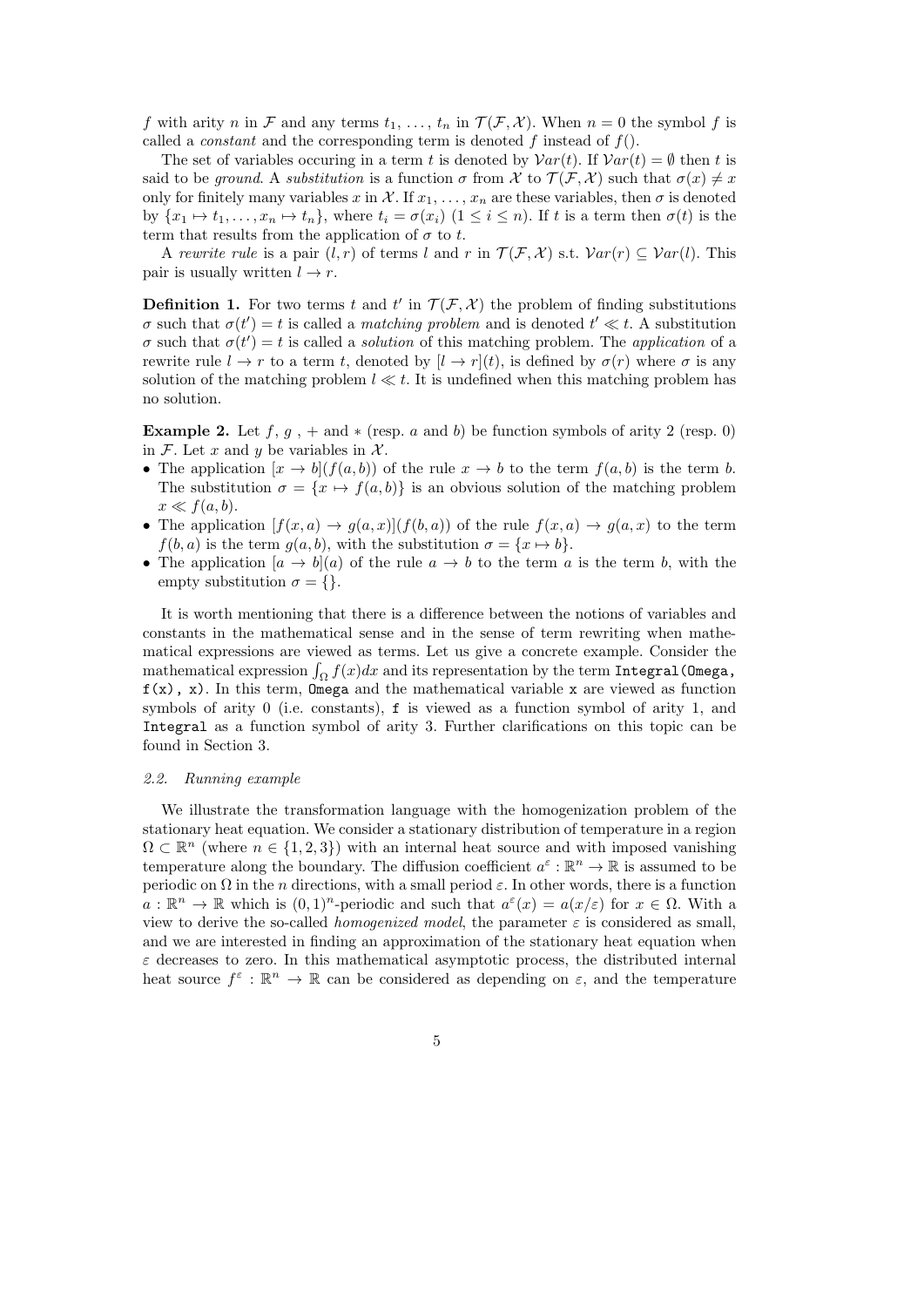$f$ with arity $n$ in $\mathcal{F}$ and any terms $t_1, \ldots, t_n$ in $\mathcal{T}(\mathcal{F}, \mathcal{X})$. When $n = 0$ the symbol $f$ is called a *constant* and the corresponding term is denoted $f$ instead of $f()$.

The set of variables occuring in a term $t$ is denoted by $\mathcal{V}ar(t)$. If $\mathcal{V}ar(t) = \emptyset$ then $t$ is said to be *ground*. A *substitution* is a function $\sigma$ from $\mathcal{X}$ to $\mathcal{T}(\mathcal{F}, \mathcal{X})$ such that $\sigma(x) \neq x$ only for finitely many variables $x$ in $\mathcal{X}$. If $x_1, \ldots, x_n$ are these variables, then $\sigma$ is denoted by $\{x_1 \mapsto t_1, \ldots, x_n \mapsto t_n\}$, where $t_i = \sigma(x_i)$ $(1 \leq i \leq n)$. If $t$ is a term then $\sigma(t)$ is the term that results from the application of $\sigma$ to $t$.

A *rewrite rule* is a pair $(l, r)$ of terms $l$ and $r$ in $\mathcal{T}(\mathcal{F}, \mathcal{X})$ s.t. $\mathcal{V}ar(r) \subseteq \mathcal{V}ar(l)$. This pair is usually written $l \to r$.

**Definition 1.** For two terms $t$ and $t'$ in $\mathcal{T}(\mathcal{F}, \mathcal{X})$ the problem of finding substitutions $\sigma$ such that $\sigma(t') = t$ is called a *matching problem* and is denoted $t' \ll t$. A substitution $\sigma$ such that $\sigma(t') = t$ is called a *solution* of this matching problem. The *application* of a rewrite rule $l \to r$ to a term $t$, denoted by $[l \to r](t)$, is defined by $\sigma(r)$ where $\sigma$ is any solution of the matching problem $l \ll t$. It is undefined when this matching problem has no solution.

**Example 2.** Let $f$, $g$ , $+$ and $*$ (resp. $a$ and $b$) be function symbols of arity 2 (resp. 0) in $\mathcal{F}$. Let $x$ and $y$ be variables in $\mathcal{X}$.

- The application $[x \to b](f(a, b))$ of the rule $x \to b$ to the term $f(a, b)$ is the term $b$. The substitution $\sigma = \{x \mapsto f(a, b)\}$ is an obvious solution of the matching problem $x \ll f(a, b)$.
- The application $[f(x, a) \to g(a, x)](f(b, a))$ of the rule $f(x, a) \to g(a, x)$ to the term $f(b, a)$ is the term $g(a, b)$, with the substitution $\sigma = \{x \mapsto b\}$.
- The application $[a \to b](a)$ of the rule $a \to b$ to the term $a$ is the term $b$, with the empty substitution $\sigma = \{\}$.

It is worth mentioning that there is a difference between the notions of variables and constants in the mathematical sense and in the sense of term rewriting when mathematical expressions are viewed as terms. Let us give a concrete example. Consider the mathematical expression $\int_\Omega f(x)dx$ and its representation by the term `Integral(Omega, f(x), x)`. In this term, `Omega` and the mathematical variable `x` are viewed as function symbols of arity 0 (i.e. constants), `f` is viewed as a function symbol of arity 1, and `Integral` as a function symbol of arity 3. Further clarifications on this topic can be found in Section 3.

### 2.2. Running example

We illustrate the transformation language with the homogenization problem of the stationary heat equation. We consider a stationary distribution of temperature in a region $\Omega \subset \mathbb{R}^n$ (where $n \in \{1, 2, 3\}$) with an internal heat source and with imposed vanishing temperature along the boundary. The diffusion coefficient $a^\varepsilon : \mathbb{R}^n \to \mathbb{R}$ is assumed to be periodic on $\Omega$ in the $n$ directions, with a small period $\varepsilon$. In other words, there is a function $a : \mathbb{R}^n \to \mathbb{R}$ which is $(0, 1)^n$-periodic and such that $a^\varepsilon(x) = a(x/\varepsilon)$ for $x \in \Omega$. With a view to derive the so-called *homogenized model*, the parameter $\varepsilon$ is considered as small, and we are interested in finding an approximation of the stationary heat equation when $\varepsilon$ decreases to zero. In this mathematical asymptotic process, the distributed internal heat source $f^\varepsilon : \mathbb{R}^n \to \mathbb{R}$ can be considered as depending on $\varepsilon$, and the temperature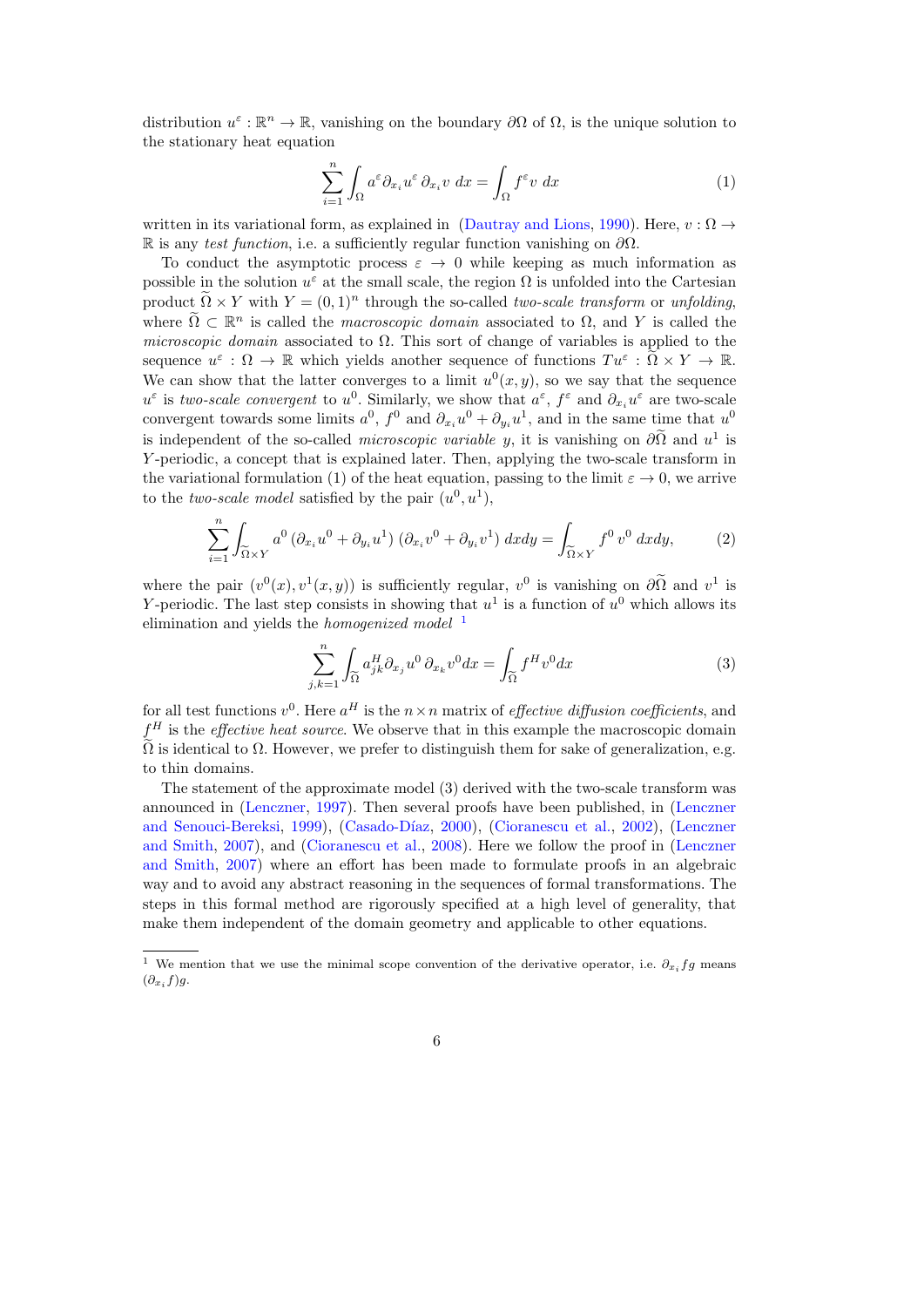distribution $u^\varepsilon : \mathbb{R}^n \to \mathbb{R}$, vanishing on the boundary $\partial\Omega$ of $\Omega$, is the unique solution to the stationary heat equation

$$\sum_{i=1}^{n} \int_\Omega a^\varepsilon \partial_{x_i} u^\varepsilon \, \partial_{x_i} v \; dx = \int_\Omega f^\varepsilon v \; dx \tag{1}$$

written in its variational form, as explained in (Dautray and Lions, 1990). Here, $v : \Omega \to \mathbb{R}$ is any *test function*, i.e. a sufficiently regular function vanishing on $\partial\Omega$.

To conduct the asymptotic process $\varepsilon \to 0$ while keeping as much information as possible in the solution $u^\varepsilon$ at the small scale, the region $\Omega$ is unfolded into the Cartesian product $\widetilde{\Omega} \times Y$ with $Y = (0,1)^n$ through the so-called *two-scale transform* or *unfolding*, where $\widetilde{\Omega} \subset \mathbb{R}^n$ is called the *macroscopic domain* associated to $\Omega$, and $Y$ is called the *microscopic domain* associated to $\Omega$. This sort of change of variables is applied to the sequence $u^\varepsilon : \Omega \to \mathbb{R}$ which yields another sequence of functions $Tu^\varepsilon : \widetilde{\Omega} \times Y \to \mathbb{R}$. We can show that the latter converges to a limit $u^0(x,y)$, so we say that the sequence $u^\varepsilon$ is *two-scale convergent* to $u^0$. Similarly, we show that $a^\varepsilon$, $f^\varepsilon$ and $\partial_{x_i} u^\varepsilon$ are two-scale convergent towards some limits $a^0$, $f^0$ and $\partial_{x_i} u^0 + \partial_{y_i} u^1$, and in the same time that $u^0$ is independent of the so-called *microscopic variable* $y$, it is vanishing on $\partial\widetilde{\Omega}$ and $u^1$ is $Y$-periodic, a concept that is explained later. Then, applying the two-scale transform in the variational formulation (1) of the heat equation, passing to the limit $\varepsilon \to 0$, we arrive to the *two-scale model* satisfied by the pair $(u^0, u^1)$,

$$\sum_{i=1}^{n} \int_{\widetilde{\Omega} \times Y} a^0 \left(\partial_{x_i} u^0 + \partial_{y_i} u^1\right) \left(\partial_{x_i} v^0 + \partial_{y_i} v^1\right) dxdy = \int_{\widetilde{\Omega} \times Y} f^0 \, v^0 \; dxdy, \tag{2}$$

where the pair $(v^0(x), v^1(x,y))$ is sufficiently regular, $v^0$ is vanishing on $\partial\widetilde{\Omega}$ and $v^1$ is $Y$-periodic. The last step consists in showing that $u^1$ is a function of $u^0$ which allows its elimination and yields the *homogenized model* [1]

$$\sum_{j,k=1}^{n} \int_{\widetilde{\Omega}} a^H_{jk} \partial_{x_j} u^0 \, \partial_{x_k} v^0 dx = \int_{\widetilde{\Omega}} f^H v^0 dx \tag{3}$$

for all test functions $v^0$. Here $a^H$ is the $n \times n$ matrix of *effective diffusion coefficients*, and $f^H$ is the *effective heat source*. We observe that in this example the macroscopic domain $\widetilde{\Omega}$ is identical to $\Omega$. However, we prefer to distinguish them for sake of generalization, e.g. to thin domains.

The statement of the approximate model (3) derived with the two-scale transform was announced in (Lenczner, 1997). Then several proofs have been published, in (Lenczner and Senouci-Bereksi, 1999), (Casado-Díaz, 2000), (Cioranescu et al., 2002), (Lenczner and Smith, 2007), and (Cioranescu et al., 2008). Here we follow the proof in (Lenczner and Smith, 2007) where an effort has been made to formulate proofs in an algebraic way and to avoid any abstract reasoning in the sequences of formal transformations. The steps in this formal method are rigorously specified at a high level of generality, that make them independent of the domain geometry and applicable to other equations.

[1] We mention that we use the minimal scope convention of the derivative operator, i.e. $\partial_{x_i} fg$ means $(\partial_{x_i} f)g$.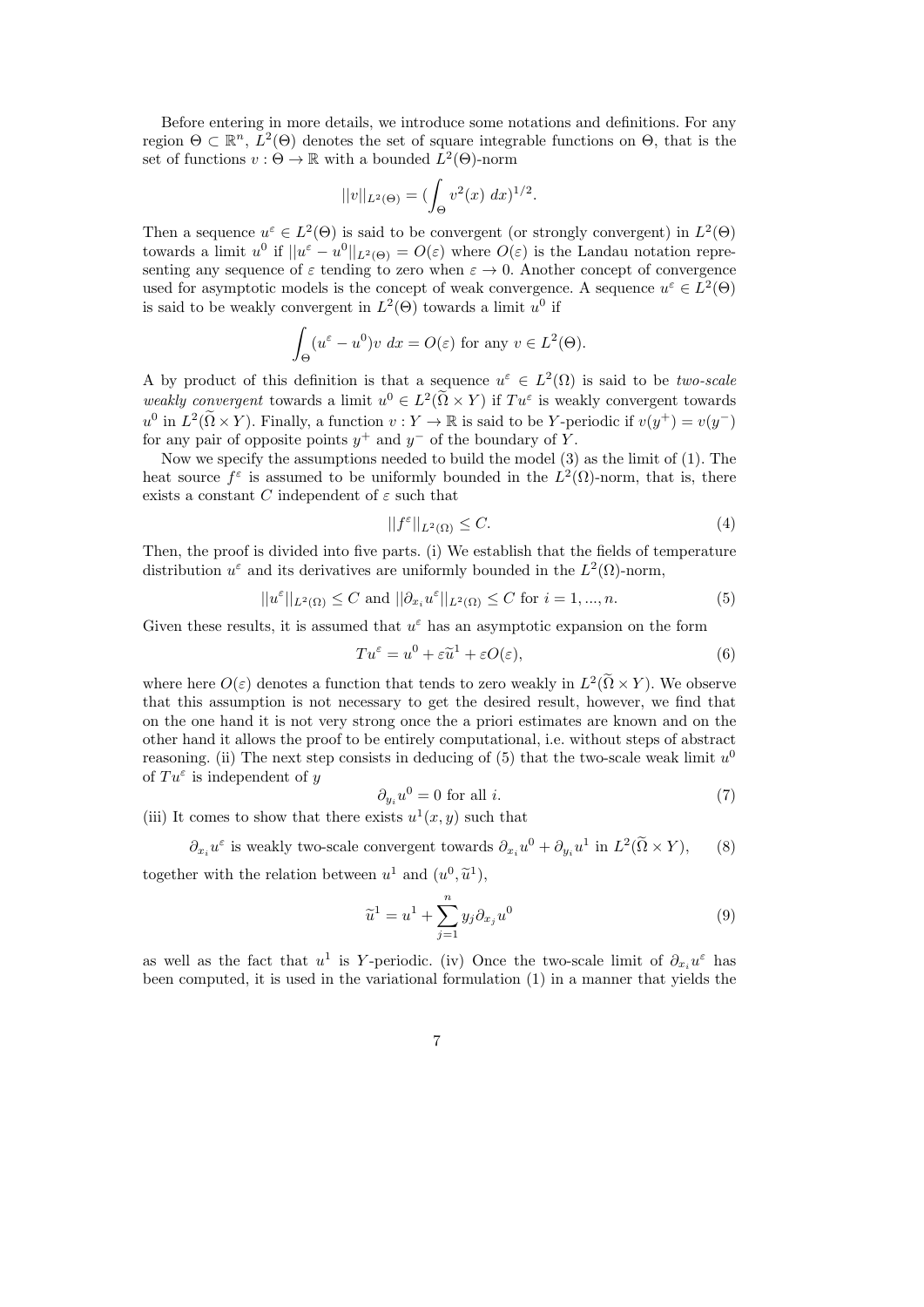Before entering in more details, we introduce some notations and definitions. For any region $\Theta \subset \mathbb{R}^n$, $L^2(\Theta)$ denotes the set of square integrable functions on $\Theta$, that is the set of functions $v : \Theta \to \mathbb{R}$ with a bounded $L^2(\Theta)$-norm

$$||v||_{L^2(\Theta)} = (\int_\Theta v^2(x)\ dx)^{1/2}.$$

Then a sequence $u^\varepsilon \in L^2(\Theta)$ is said to be convergent (or strongly convergent) in $L^2(\Theta)$ towards a limit $u^0$ if $||u^\varepsilon - u^0||_{L^2(\Theta)} = O(\varepsilon)$ where $O(\varepsilon)$ is the Landau notation representing any sequence of $\varepsilon$ tending to zero when $\varepsilon \to 0$. Another concept of convergence used for asymptotic models is the concept of weak convergence. A sequence $u^\varepsilon \in L^2(\Theta)$ is said to be weakly convergent in $L^2(\Theta)$ towards a limit $u^0$ if

$$\int_\Theta (u^\varepsilon - u^0)v\ dx = O(\varepsilon) \text{ for any } v \in L^2(\Theta).$$

A by product of this definition is that a sequence $u^\varepsilon \in L^2(\Omega)$ is said to be *two-scale weakly convergent* towards a limit $u^0 \in L^2(\widetilde{\Omega} \times Y)$ if $Tu^\varepsilon$ is weakly convergent towards $u^0$ in $L^2(\widetilde{\Omega} \times Y)$. Finally, a function $v : Y \to \mathbb{R}$ is said to be $Y$-periodic if $v(y^+) = v(y^-)$ for any pair of opposite points $y^+$ and $y^-$ of the boundary of $Y$.

Now we specify the assumptions needed to build the model (3) as the limit of (1). The heat source $f^\varepsilon$ is assumed to be uniformly bounded in the $L^2(\Omega)$-norm, that is, there exists a constant $C$ independent of $\varepsilon$ such that

$$||f^\varepsilon||_{L^2(\Omega)} \leq C. \tag{4}$$

Then, the proof is divided into five parts. (i) We establish that the fields of temperature distribution $u^\varepsilon$ and its derivatives are uniformly bounded in the $L^2(\Omega)$-norm,

$$||u^\varepsilon||_{L^2(\Omega)} \leq C \text{ and } ||\partial_{x_i} u^\varepsilon||_{L^2(\Omega)} \leq C \text{ for } i = 1, ..., n. \tag{5}$$

Given these results, it is assumed that $u^\varepsilon$ has an asymptotic expansion on the form

$$Tu^\varepsilon = u^0 + \varepsilon \widetilde{u}^1 + \varepsilon O(\varepsilon), \tag{6}$$

where here $O(\varepsilon)$ denotes a function that tends to zero weakly in $L^2(\widetilde{\Omega} \times Y)$. We observe that this assumption is not necessary to get the desired result, however, we find that on the one hand it is not very strong once the a priori estimates are known and on the other hand it allows the proof to be entirely computational, i.e. without steps of abstract reasoning. (ii) The next step consists in deducing of (5) that the two-scale weak limit $u^0$ of $Tu^\varepsilon$ is independent of $y$

$$\partial_{y_i} u^0 = 0 \text{ for all } i. \tag{7}$$

(iii) It comes to show that there exists $u^1(x, y)$ such that

$$\partial_{x_i} u^\varepsilon \text{ is weakly two-scale convergent towards } \partial_{x_i} u^0 + \partial_{y_i} u^1 \text{ in } L^2(\widetilde{\Omega} \times Y), \tag{8}$$

together with the relation between $u^1$ and $(u^0, \widetilde{u}^1)$,

$$\widetilde{u}^1 = u^1 + \sum_{j=1}^n y_j \partial_{x_j} u^0 \tag{9}$$

as well as the fact that $u^1$ is $Y$-periodic. (iv) Once the two-scale limit of $\partial_{x_i} u^\varepsilon$ has been computed, it is used in the variational formulation (1) in a manner that yields the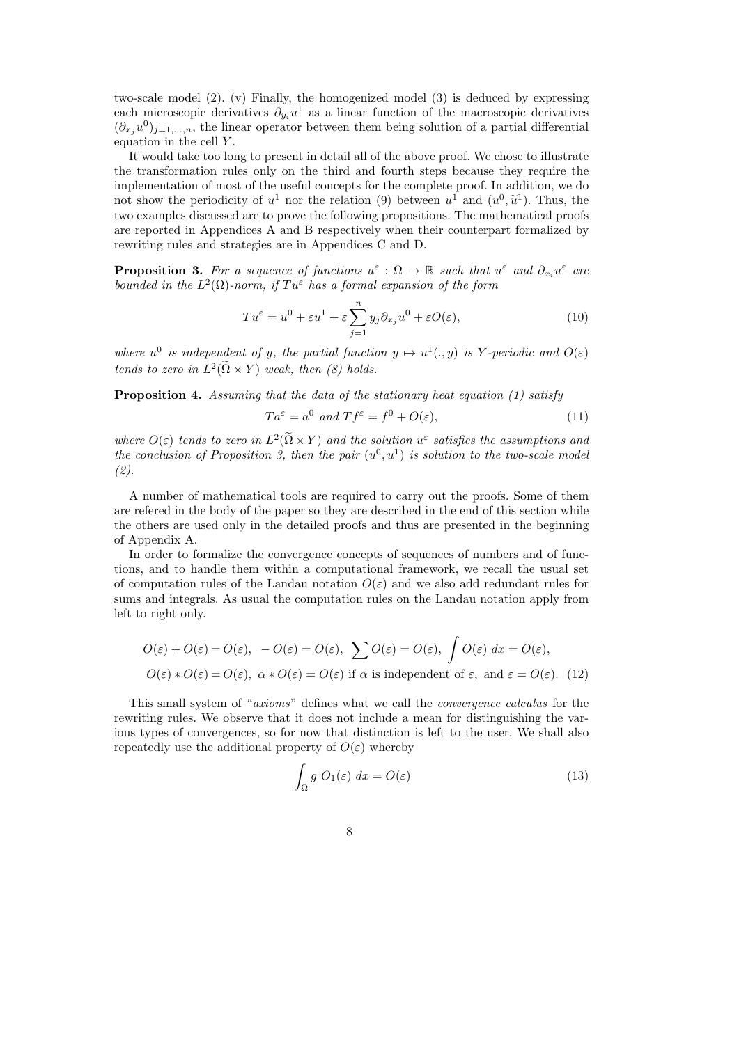two-scale model (2). (v) Finally, the homogenized model (3) is deduced by expressing each microscopic derivatives $\partial_{y_i} u^1$ as a linear function of the macroscopic derivatives $(\partial_{x_j} u^0)_{j=1,\dots,n}$, the linear operator between them being solution of a partial differential equation in the cell $Y$.

It would take too long to present in detail all of the above proof. We chose to illustrate the transformation rules only on the third and fourth steps because they require the implementation of most of the useful concepts for the complete proof. In addition, we do not show the periodicity of $u^1$ nor the relation (9) between $u^1$ and $(u^0, \widetilde{u}^1)$. Thus, the two examples discussed are to prove the following propositions. The mathematical proofs are reported in Appendices A and B respectively when their counterpart formalized by rewriting rules and strategies are in Appendices C and D.

**Proposition 3.** *For a sequence of functions $u^\varepsilon : \Omega \to \mathbb{R}$ such that $u^\varepsilon$ and $\partial_{x_i} u^\varepsilon$ are bounded in the $L^2(\Omega)$-norm, if $Tu^\varepsilon$ has a formal expansion of the form*

$$Tu^\varepsilon = u^0 + \varepsilon u^1 + \varepsilon \sum_{j=1}^{n} y_j \partial_{x_j} u^0 + \varepsilon O(\varepsilon), \tag{10}$$

*where $u^0$ is independent of $y$, the partial function $y \mapsto u^1(.,y)$ is $Y$-periodic and $O(\varepsilon)$ tends to zero in $L^2(\widetilde{\Omega} \times Y)$ weak, then (8) holds.*

**Proposition 4.** *Assuming that the data of the stationary heat equation (1) satisfy*

$$Ta^\varepsilon = a^0 \text{ and } Tf^\varepsilon = f^0 + O(\varepsilon), \tag{11}$$

*where $O(\varepsilon)$ tends to zero in $L^2(\widetilde{\Omega} \times Y)$ and the solution $u^\varepsilon$ satisfies the assumptions and the conclusion of Proposition 3, then the pair $(u^0, u^1)$ is solution to the two-scale model (2).*

A number of mathematical tools are required to carry out the proofs. Some of them are refered in the body of the paper so they are described in the end of this section while the others are used only in the detailed proofs and thus are presented in the beginning of Appendix A.

In order to formalize the convergence concepts of sequences of numbers and of functions, and to handle them within a computational framework, we recall the usual set of computation rules of the Landau notation $O(\varepsilon)$ and we also add redundant rules for sums and integrals. As usual the computation rules on the Landau notation apply from left to right only.

$$\begin{gathered} O(\varepsilon) + O(\varepsilon) = O(\varepsilon), \ \ -O(\varepsilon) = O(\varepsilon), \ \sum O(\varepsilon) = O(\varepsilon), \ \int O(\varepsilon) \ dx = O(\varepsilon), \\ O(\varepsilon) * O(\varepsilon) = O(\varepsilon), \ \alpha * O(\varepsilon) = O(\varepsilon) \text{ if } \alpha \text{ is independent of } \varepsilon, \text{ and } \varepsilon = O(\varepsilon). \end{gathered} \tag{12}$$

This small system of "*axioms*" defines what we call the *convergence calculus* for the rewriting rules. We observe that it does not include a mean for distinguishing the various types of convergences, so for now that distinction is left to the user. We shall also repeatedly use the additional property of $O(\varepsilon)$ whereby

$$\int_\Omega g \ O_1(\varepsilon) \ dx = O(\varepsilon) \tag{13}$$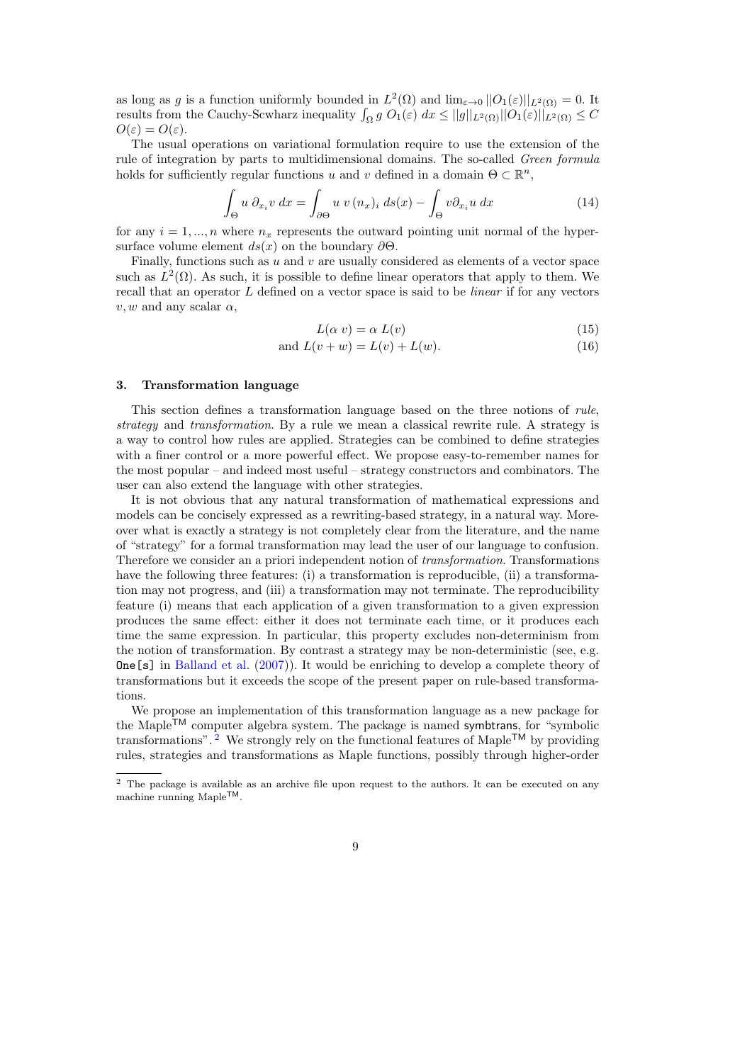as long as $g$ is a function uniformly bounded in $L^2(\Omega)$ and $\lim_{\varepsilon\to 0} ||O_1(\varepsilon)||_{L^2(\Omega)} = 0$. It results from the Cauchy-Scwharz inequality $\int_\Omega g\ O_1(\varepsilon)\ dx \leq ||g||_{L^2(\Omega)}||O_1(\varepsilon)||_{L^2(\Omega)} \leq C$ $O(\varepsilon) = O(\varepsilon)$.

The usual operations on variational formulation require to use the extension of the rule of integration by parts to multidimensional domains. The so-called *Green formula* holds for sufficiently regular functions $u$ and $v$ defined in a domain $\Theta \subset \mathbb{R}^n$,

$$\int_\Theta u\ \partial_{x_i} v\ dx = \int_{\partial\Theta} u\ v\ (n_x)_i\ ds(x) - \int_\Theta v \partial_{x_i} u\ dx \tag{14}$$

for any $i = 1, ..., n$ where $n_x$ represents the outward pointing unit normal of the hyper-surface volume element $ds(x)$ on the boundary $\partial\Theta$.

Finally, functions such as $u$ and $v$ are usually considered as elements of a vector space such as $L^2(\Omega)$. As such, it is possible to define linear operators that apply to them. We recall that an operator $L$ defined on a vector space is said to be *linear* if for any vectors $v, w$ and any scalar $\alpha$,

$$L(\alpha\ v) = \alpha\ L(v) \tag{15}$$

$$\text{and } L(v + w) = L(v) + L(w). \tag{16}$$

## 3. Transformation language

This section defines a transformation language based on the three notions of *rule*, *strategy* and *transformation*. By a rule we mean a classical rewrite rule. A strategy is a way to control how rules are applied. Strategies can be combined to define strategies with a finer control or a more powerful effect. We propose easy-to-remember names for the most popular – and indeed most useful – strategy constructors and combinators. The user can also extend the language with other strategies.

It is not obvious that any natural transformation of mathematical expressions and models can be concisely expressed as a rewriting-based strategy, in a natural way. Moreover what is exactly a strategy is not completely clear from the literature, and the name of "strategy" for a formal transformation may lead the user of our language to confusion. Therefore we consider an a priori independent notion of *transformation*. Transformations have the following three features: (i) a transformation is reproducible, (ii) a transformation may not progress, and (iii) a transformation may not terminate. The reproducibility feature (i) means that each application of a given transformation to a given expression produces the same effect: either it does not terminate each time, or it produces each time the same expression. In particular, this property excludes non-determinism from the notion of transformation. By contrast a strategy may be non-deterministic (see, e.g. `One[s]` in Balland et al. (2007)). It would be enriching to develop a complete theory of transformations but it exceeds the scope of the present paper on rule-based transformations.

We propose an implementation of this transformation language as a new package for the Maple™ computer algebra system. The package is named symbtrans, for "symbolic transformations".[2] We strongly rely on the functional features of Maple™ by providing rules, strategies and transformations as Maple functions, possibly through higher-order

[2] The package is available as an archive file upon request to the authors. It can be executed on any machine running Maple™.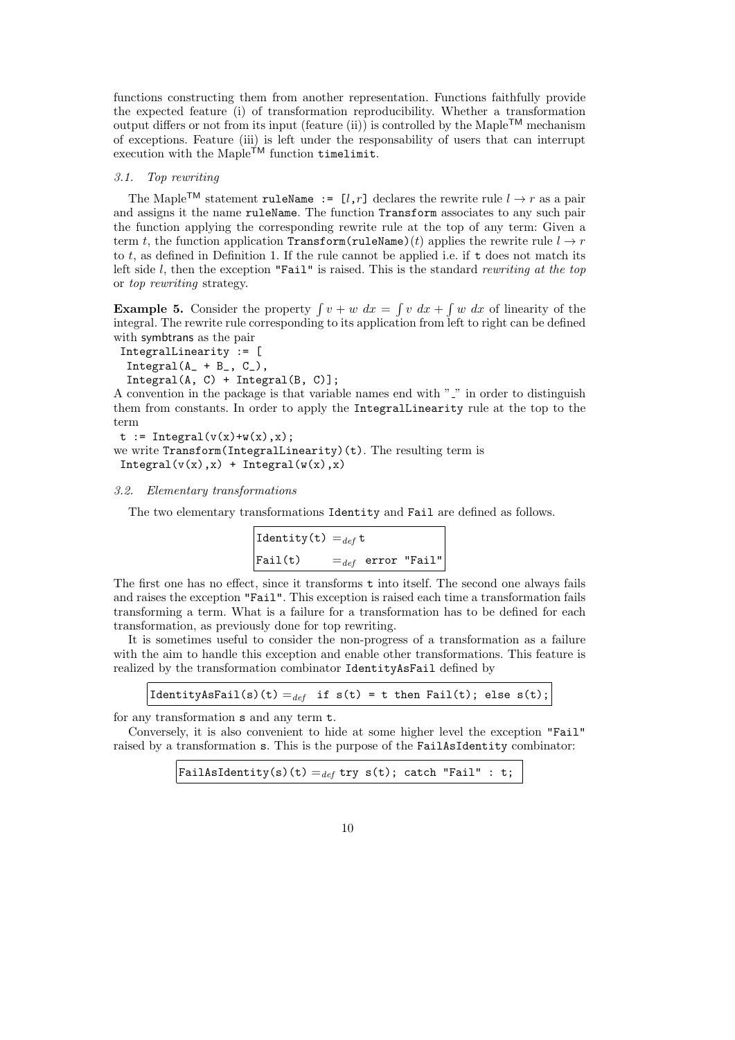functions constructing them from another representation. Functions faithfully provide the expected feature (i) of transformation reproducibility. Whether a transformation output differs or not from its input (feature (ii)) is controlled by the Maple™ mechanism of exceptions. Feature (iii) is left under the responsability of users that can interrupt execution with the Maple™ function `timelimit`.

### 3.1. Top rewriting

The Maple™ statement `ruleName := [l,r]` declares the rewrite rule $l \to r$ as a pair and assigns it the name `ruleName`. The function `Transform` associates to any such pair the function applying the corresponding rewrite rule at the top of any term: Given a term $t$, the function application `Transform(ruleName)`$(t)$ applies the rewrite rule $l \to r$ to $t$, as defined in Definition 1. If the rule cannot be applied i.e. if `t` does not match its left side $l$, then the exception `"Fail"` is raised. This is the standard *rewriting at the top* or *top rewriting* strategy.

**Example 5.** Consider the property $\int v + w \; dx = \int v \; dx + \int w \; dx$ of linearity of the integral. The rewrite rule corresponding to its application from left to right can be defined with symbtrans as the pair

```
IntegralLinearity := [
  Integral(A_ + B_, C_),
  Integral(A, C) + Integral(B, C)];
```

A convention in the package is that variable names end with "_" in order to distinguish them from constants. In order to apply the `IntegralLinearity` rule at the top to the term

```
t := Integral(v(x)+w(x),x);
```

we write `Transform(IntegralLinearity)(t)`. The resulting term is

```
Integral(v(x),x) + Integral(w(x),x)
```

### 3.2. Elementary transformations

The two elementary transformations `Identity` and `Fail` are defined as follows.

```
Identity(t) =def t
Fail(t)     =def error "Fail"
```

The first one has no effect, since it transforms `t` into itself. The second one always fails and raises the exception `"Fail"`. This exception is raised each time a transformation fails transforming a term. What is a failure for a transformation has to be defined for each transformation, as previously done for top rewriting.

It is sometimes useful to consider the non-progress of a transformation as a failure with the aim to handle this exception and enable other transformations. This feature is realized by the transformation combinator `IdentityAsFail` defined by

```
IdentityAsFail(s)(t) =def if s(t) = t then Fail(t); else s(t);
```

for any transformation `s` and any term `t`.

Conversely, it is also convenient to hide at some higher level the exception `"Fail"` raised by a transformation `s`. This is the purpose of the `FailAsIdentity` combinator:

```
FailAsIdentity(s)(t) =def try s(t); catch "Fail" : t;
```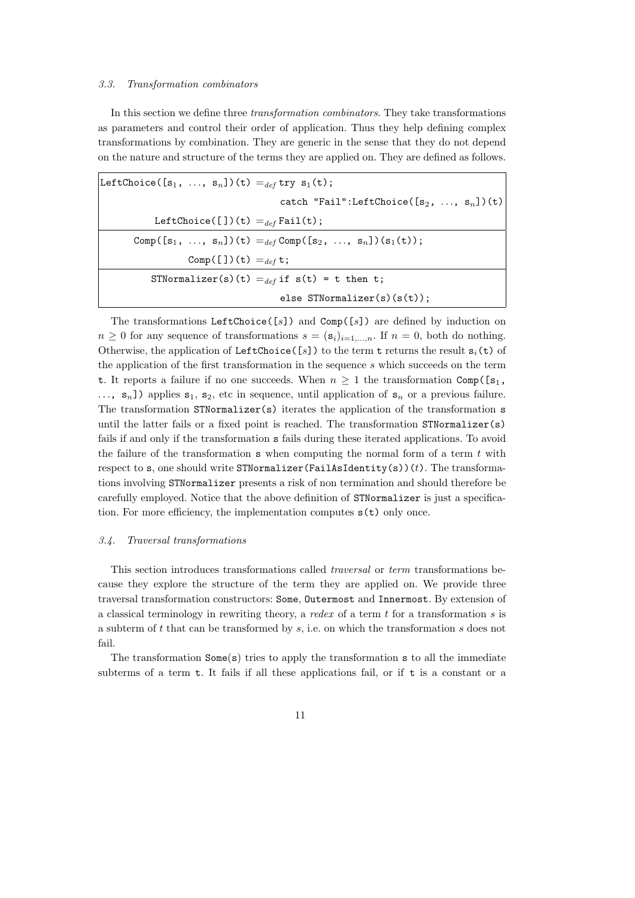### 3.3. Transformation combinators

In this section we define three *transformation combinators*. They take transformations as parameters and control their order of application. Thus they help defining complex transformations by combination. They are generic in the sense that they do not depend on the nature and structure of the terms they are applied on. They are defined as follows.

```
LeftChoice([s1, ..., sn])(t) =def try s1(t);
                                  catch "Fail":LeftChoice([s2, ..., sn])(t)
          LeftChoice([])(t) =def Fail(t);
      Comp([s1, ..., sn])(t) =def Comp([s2, ..., sn])(s1(t));
                Comp([])(t) =def t;
        STNormalizer(s)(t) =def if s(t) = t then t;
                                  else STNormalizer(s)(s(t));
```

The transformations `LeftChoice([`$s$`])` and `Comp([`$s$`])` are defined by induction on $n \geq 0$ for any sequence of transformations $s = (\mathtt{s}_i)_{i=1,\ldots,n}$. If $n = 0$, both do nothing. Otherwise, the application of `LeftChoice([`$s$`])` to the term `t` returns the result $\mathtt{s}_i$`(t)` of the application of the first transformation in the sequence $s$ which succeeds on the term `t`. It reports a failure if no one succeeds. When $n \geq 1$ the transformation `Comp([`$\mathtt{s}_1$`, ..., `$\mathtt{s}_n$`])` applies $\mathtt{s}_1$, $\mathtt{s}_2$, etc in sequence, until application of $\mathtt{s}_n$ or a previous failure. The transformation `STNormalizer(s)` iterates the application of the transformation `s` until the latter fails or a fixed point is reached. The transformation `STNormalizer(s)` fails if and only if the transformation `s` fails during these iterated applications. To avoid the failure of the transformation `s` when computing the normal form of a term $t$ with respect to `s`, one should write `STNormalizer(FailAsIdentity(s))`$(t)$. The transformations involving `STNormalizer` presents a risk of non termination and should therefore be carefully employed. Notice that the above definition of `STNormalizer` is just a specification. For more efficiency, the implementation computes `s(t)` only once.

### 3.4. Traversal transformations

This section introduces transformations called *traversal* or *term* transformations because they explore the structure of the term they are applied on. We provide three traversal transformation constructors: `Some`, `Outermost` and `Innermost`. By extension of a classical terminology in rewriting theory, a *redex* of a term $t$ for a transformation $s$ is a subterm of $t$ that can be transformed by $s$, i.e. on which the transformation $s$ does not fail.

The transformation `Some(s)` tries to apply the transformation `s` to all the immediate subterms of a term `t`. It fails if all these applications fail, or if `t` is a constant or a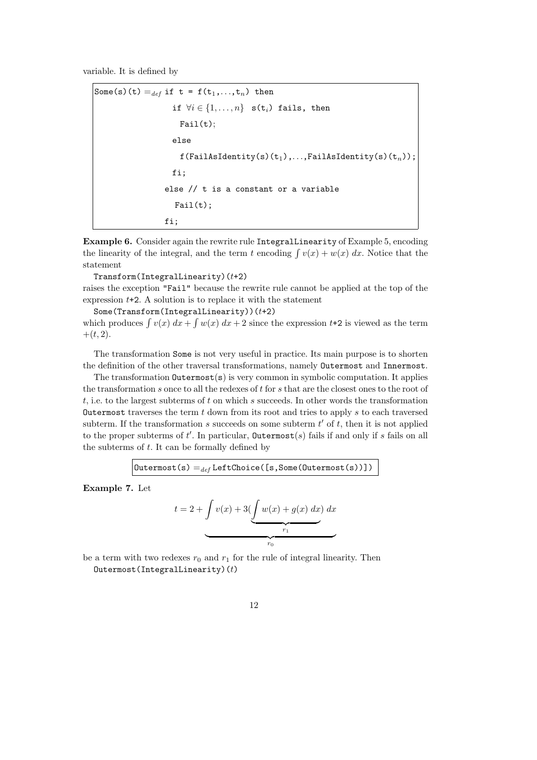variable. It is defined by

```
Some(s)(t) =def if t = f(t1,...,tn) then
                 if ∀i ∈ {1,...,n} s(ti) fails, then
                   Fail(t);
                 else
                   f(FailAsIdentity(s)(t1),...,FailAsIdentity(s)(tn));
                 fi;
               else // t is a constant or a variable
                 Fail(t);
               fi;
```

**Example 6.** Consider again the rewrite rule `IntegralLinearity` of Example 5, encoding the linearity of the integral, and the term $t$ encoding $\int v(x) + w(x)\ dx$. Notice that the statement

`Transform(IntegralLinearity)(`$t$`+2)`

raises the exception `"Fail"` because the rewrite rule cannot be applied at the top of the expression $t$`+2`. A solution is to replace it with the statement

`Some(Transform(IntegralLinearity))(`$t$`+2)`

which produces $\int v(x)\ dx + \int w(x)\ dx + 2$ since the expression $t$`+2` is viewed as the term $+(t, 2)$.

The transformation `Some` is not very useful in practice. Its main purpose is to shorten the definition of the other traversal transformations, namely `Outermost` and `Innermost`.

The transformation `Outermost(s)` is very common in symbolic computation. It applies the transformation $s$ once to all the redexes of $t$ for $s$ that are the closest ones to the root of $t$, i.e. to the largest subterms of $t$ on which $s$ succeeds. In other words the transformation `Outermost` traverses the term $t$ down from its root and tries to apply $s$ to each traversed subterm. If the transformation $s$ succeeds on some subterm $t'$ of $t$, then it is not applied to the proper subterms of $t'$. In particular, `Outermost(`$s$`)` fails if and only if $s$ fails on all the subterms of $t$. It can be formally defined by

```
Outermost(s) =def LeftChoice([s,Some(Outermost(s))])
```

**Example 7.** Let

$$t = 2 + \underbrace{\int v(x) + 3(\underbrace{\int w(x) + g(x)\ dx}_{r_1})\ dx}_{r_0}$$

be a term with two redexes $r_0$ and $r_1$ for the rule of integral linearity. Then

`Outermost(IntegralLinearity)(`$t$`)`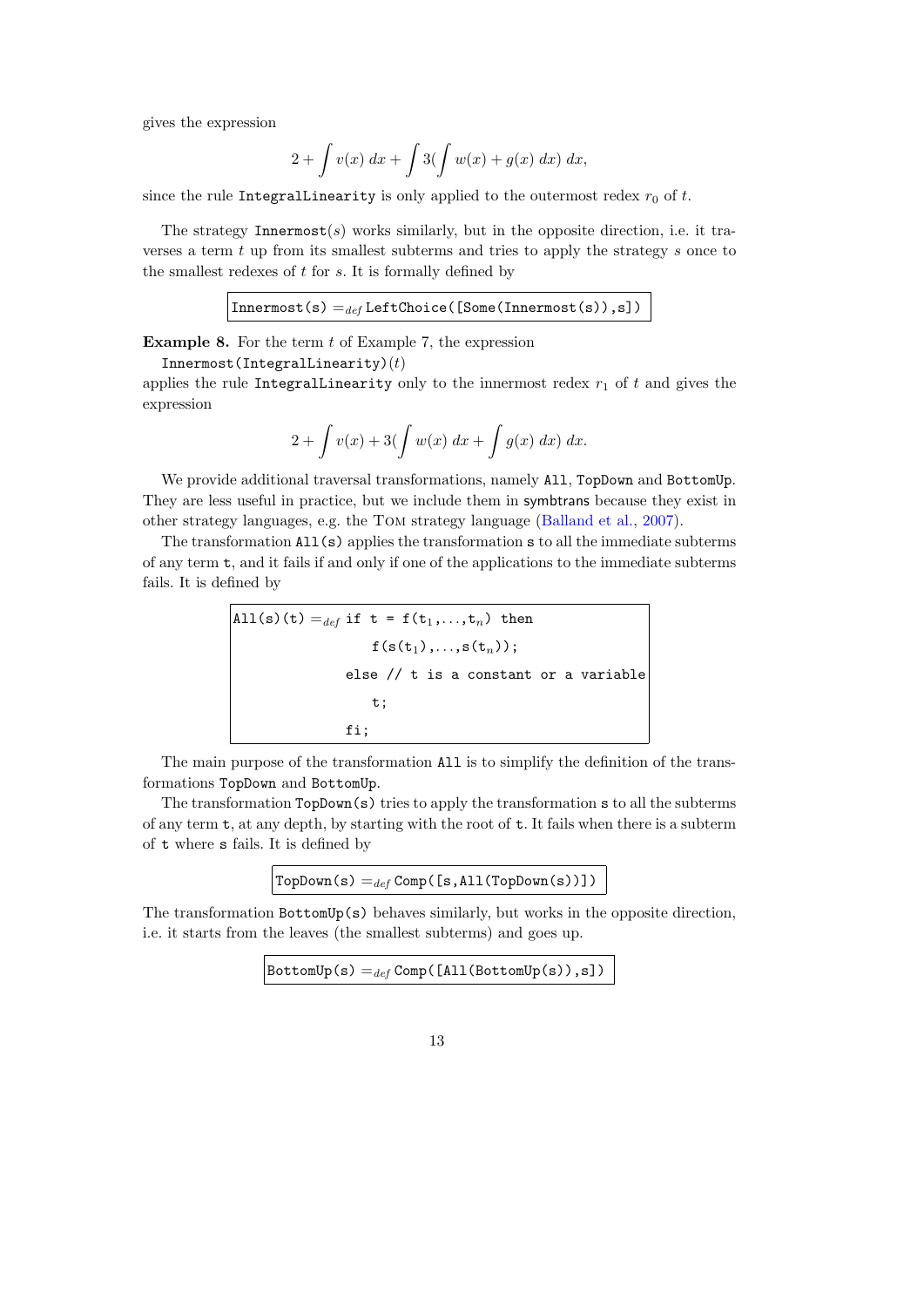gives the expression

$$2 + \int v(x)\ dx + \int 3(\int w(x) + g(x)\ dx)\ dx,$$

since the rule `IntegralLinearity` is only applied to the outermost redex $r_0$ of $t$.

The strategy `Innermost`$(s)$ works similarly, but in the opposite direction, i.e. it traverses a term $t$ up from its smallest subterms and tries to apply the strategy $s$ once to the smallest redexes of $t$ for $s$. It is formally defined by

```
Innermost(s) =def LeftChoice([Some(Innermost(s)),s])
```

**Example 8.** For the term $t$ of Example 7, the expression
`Innermost(IntegralLinearity)`$(t)$
applies the rule `IntegralLinearity` only to the innermost redex $r_1$ of $t$ and gives the expression

$$2 + \int v(x) + 3(\int w(x)\ dx + \int g(x)\ dx)\ dx.$$

We provide additional traversal transformations, namely `All`, `TopDown` and `BottomUp`. They are less useful in practice, but we include them in symbtrans because they exist in other strategy languages, e.g. the Tom strategy language (Balland et al., 2007).

The transformation `All(s)` applies the transformation `s` to all the immediate subterms of any term `t`, and it fails if and only if one of the applications to the immediate subterms fails. It is defined by

```
All(s)(t) =def if t = f(t1,...,tn) then
                  f(s(t1),...,s(tn));
               else // t is a constant or a variable
                  t;
               fi;
```

The main purpose of the transformation `All` is to simplify the definition of the transformations `TopDown` and `BottomUp`.

The transformation `TopDown(s)` tries to apply the transformation `s` to all the subterms of any term `t`, at any depth, by starting with the root of `t`. It fails when there is a subterm of `t` where `s` fails. It is defined by

```
TopDown(s) =def Comp([s,All(TopDown(s))])
```

The transformation `BottomUp(s)` behaves similarly, but works in the opposite direction, i.e. it starts from the leaves (the smallest subterms) and goes up.

```
BottomUp(s) =def Comp([All(BottomUp(s)),s])
```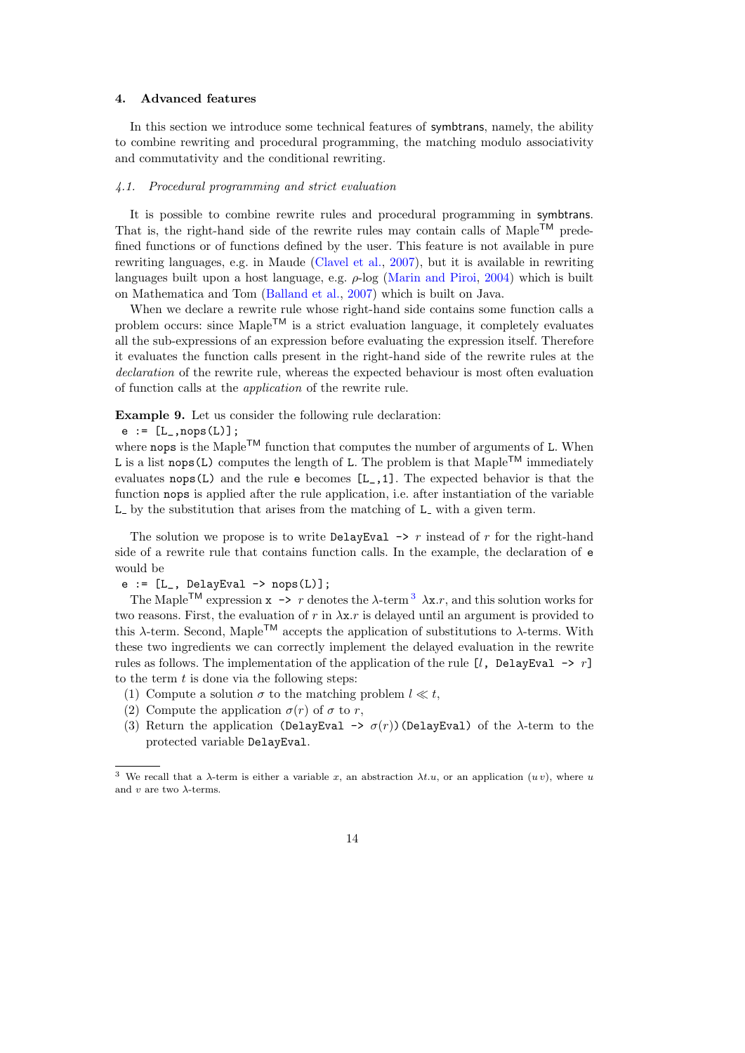## 4. Advanced features

In this section we introduce some technical features of symbtrans, namely, the ability to combine rewriting and procedural programming, the matching modulo associativity and commutativity and the conditional rewriting.

### *4.1. Procedural programming and strict evaluation*

It is possible to combine rewrite rules and procedural programming in symbtrans. That is, the right-hand side of the rewrite rules may contain calls of Maple™ predefined functions or of functions defined by the user. This feature is not available in pure rewriting languages, e.g. in Maude (Clavel et al., 2007), but it is available in rewriting languages built upon a host language, e.g. $\rho$-log (Marin and Piroi, 2004) which is built on Mathematica and Tom (Balland et al., 2007) which is built on Java.

When we declare a rewrite rule whose right-hand side contains some function calls a problem occurs: since Maple™ is a strict evaluation language, it completely evaluates all the sub-expressions of an expression before evaluating the expression itself. Therefore it evaluates the function calls present in the right-hand side of the rewrite rules at the *declaration* of the rewrite rule, whereas the expected behaviour is most often evaluation of function calls at the *application* of the rewrite rule.

**Example 9.** Let us consider the following rule declaration:

```
e := [L_,nops(L)];
```

where `nops` is the Maple™ function that computes the number of arguments of `L`. When `L` is a list `nops(L)` computes the length of `L`. The problem is that Maple™ immediately evaluates `nops(L)` and the rule `e` becomes `[L_,1]`. The expected behavior is that the function `nops` is applied after the rule application, i.e. after instantiation of the variable `L_` by the substitution that arises from the matching of `L_` with a given term.

The solution we propose is to write `DelayEval ->` $r$ instead of $r$ for the right-hand side of a rewrite rule that contains function calls. In the example, the declaration of `e` would be

```
e := [L_, DelayEval -> nops(L)];
```

The Maple™ expression `x ->` $r$ denotes the $\lambda$-term[3] $\lambda\mathtt{x}.r$, and this solution works for two reasons. First, the evaluation of $r$ in $\lambda\mathtt{x}.r$ is delayed until an argument is provided to this $\lambda$-term. Second, Maple™ accepts the application of substitutions to $\lambda$-terms. With these two ingredients we can correctly implement the delayed evaluation in the rewrite rules as follows. The implementation of the application of the rule `[`$l$`, DelayEval ->` $r$`]` to the term $t$ is done via the following steps:

1. Compute a solution $\sigma$ to the matching problem $l \ll t$,
2. Compute the application $\sigma(r)$ of $\sigma$ to $r$,
3. Return the application `(DelayEval ->` $\sigma(r)$`)(DelayEval)` of the $\lambda$-term to the protected variable `DelayEval`.

---

[3] We recall that a $\lambda$-term is either a variable $x$, an abstraction $\lambda t.u$, or an application $(u\,v)$, where $u$ and $v$ are two $\lambda$-terms.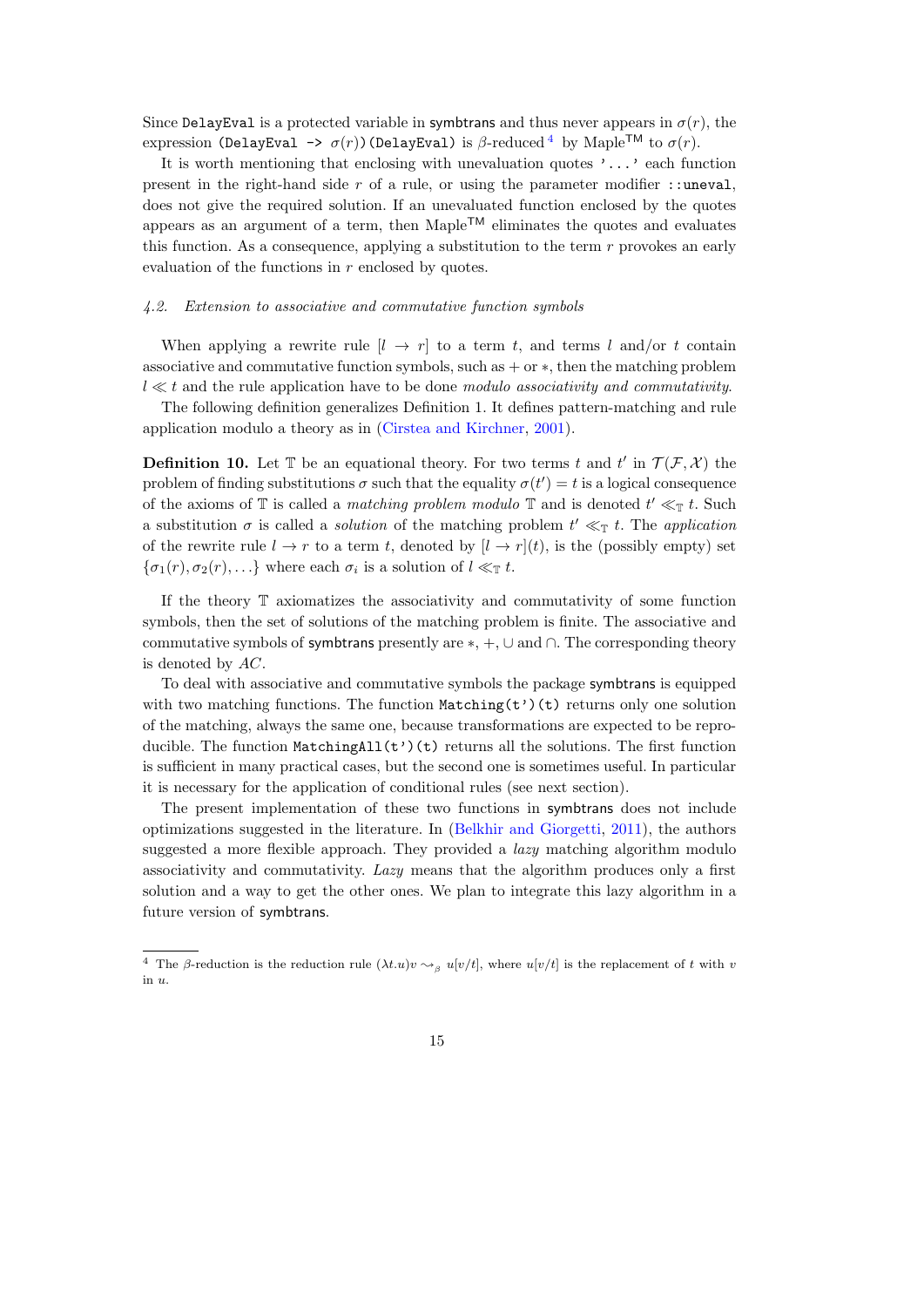Since `DelayEval` is a protected variable in symbtrans and thus never appears in $\sigma(r)$, the expression `(DelayEval ->` $\sigma(r)$`)(DelayEval)` is $\beta$-reduced[4] by Maple™ to $\sigma(r)$.

It is worth mentioning that enclosing with unevaluation quotes `'...'` each function present in the right-hand side $r$ of a rule, or using the parameter modifier `::uneval`, does not give the required solution. If an unevaluated function enclosed by the quotes appears as an argument of a term, then Maple™ eliminates the quotes and evaluates this function. As a consequence, applying a substitution to the term $r$ provokes an early evaluation of the functions in $r$ enclosed by quotes.

### 4.2. Extension to associative and commutative function symbols

When applying a rewrite rule $[l \to r]$ to a term $t$, and terms $l$ and/or $t$ contain associative and commutative function symbols, such as $+$ or $*$, then the matching problem $l \ll t$ and the rule application have to be done *modulo associativity and commutativity*.

The following definition generalizes Definition 1. It defines pattern-matching and rule application modulo a theory as in (Cirstea and Kirchner, 2001).

**Definition 10.** Let $\mathbb{T}$ be an equational theory. For two terms $t$ and $t'$ in $\mathcal{T}(\mathcal{F}, \mathcal{X})$ the problem of finding substitutions $\sigma$ such that the equality $\sigma(t') = t$ is a logical consequence of the axioms of $\mathbb{T}$ is called a *matching problem modulo* $\mathbb{T}$ and is denoted $t' \ll_{\mathbb{T}} t$. Such a substitution $\sigma$ is called a *solution* of the matching problem $t' \ll_{\mathbb{T}} t$. The *application* of the rewrite rule $l \to r$ to a term $t$, denoted by $[l \to r](t)$, is the (possibly empty) set $\{\sigma_1(r), \sigma_2(r), \ldots\}$ where each $\sigma_i$ is a solution of $l \ll_{\mathbb{T}} t$.

If the theory $\mathbb{T}$ axiomatizes the associativity and commutativity of some function symbols, then the set of solutions of the matching problem is finite. The associative and commutative symbols of symbtrans presently are $*$, $+$, $\cup$ and $\cap$. The corresponding theory is denoted by $AC$.

To deal with associative and commutative symbols the package symbtrans is equipped with two matching functions. The function `Matching(t')(t)` returns only one solution of the matching, always the same one, because transformations are expected to be reproducible. The function `MatchingAll(t')(t)` returns all the solutions. The first function is sufficient in many practical cases, but the second one is sometimes useful. In particular it is necessary for the application of conditional rules (see next section).

The present implementation of these two functions in symbtrans does not include optimizations suggested in the literature. In (Belkhir and Giorgetti, 2011), the authors suggested a more flexible approach. They provided a *lazy* matching algorithm modulo associativity and commutativity. *Lazy* means that the algorithm produces only a first solution and a way to get the other ones. We plan to integrate this lazy algorithm in a future version of symbtrans.

---

[4] The $\beta$-reduction is the reduction rule $(\lambda t.u)v \rightsquigarrow_\beta u[v/t]$, where $u[v/t]$ is the replacement of $t$ with $v$ in $u$.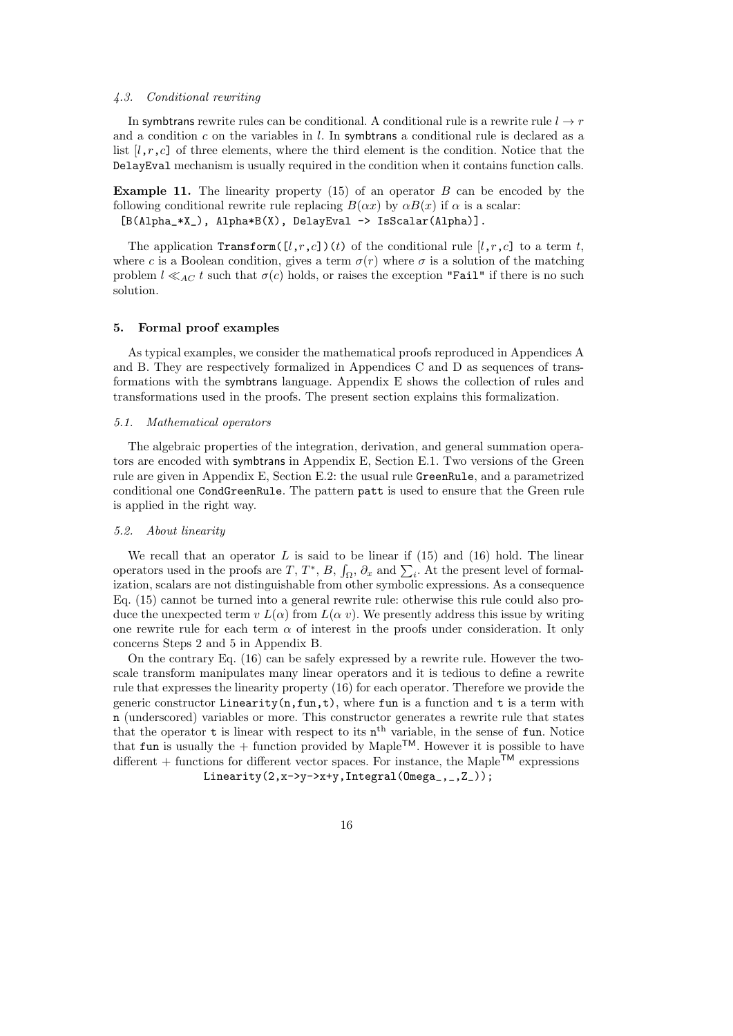### 4.3. Conditional rewriting

In symbtrans rewrite rules can be conditional. A conditional rule is a rewrite rule $l \to r$ and a condition $c$ on the variables in $l$. In symbtrans a conditional rule is declared as a list `[l,r,c]` of three elements, where the third element is the condition. Notice that the `DelayEval` mechanism is usually required in the condition when it contains function calls.

**Example 11.** The linearity property (15) of an operator $B$ can be encoded by the following conditional rewrite rule replacing $B(\alpha x)$ by $\alpha B(x)$ if $\alpha$ is a scalar:

```
[B(Alpha_*X_), Alpha*B(X), DelayEval -> IsScalar(Alpha)].
```

The application `Transform([l,r,c])(t)` of the conditional rule `[l,r,c]` to a term $t$, where $c$ is a Boolean condition, gives a term $\sigma(r)$ where $\sigma$ is a solution of the matching problem $l \ll_{AC} t$ such that $\sigma(c)$ holds, or raises the exception `"Fail"` if there is no such solution.

## 5. Formal proof examples

As typical examples, we consider the mathematical proofs reproduced in Appendices A and B. They are respectively formalized in Appendices C and D as sequences of transformations with the symbtrans language. Appendix E shows the collection of rules and transformations used in the proofs. The present section explains this formalization.

### 5.1. Mathematical operators

The algebraic properties of the integration, derivation, and general summation operators are encoded with symbtrans in Appendix E, Section E.1. Two versions of the Green rule are given in Appendix E, Section E.2: the usual rule `GreenRule`, and a parametrized conditional one `CondGreenRule`. The pattern `patt` is used to ensure that the Green rule is applied in the right way.

### 5.2. About linearity

We recall that an operator $L$ is said to be linear if (15) and (16) hold. The linear operators used in the proofs are $T$, $T^*$, $B$, $\int_\Omega$, $\partial_x$ and $\sum_i$. At the present level of formalization, scalars are not distinguishable from other symbolic expressions. As a consequence Eq. (15) cannot be turned into a general rewrite rule: otherwise this rule could also produce the unexpected term $v\ L(\alpha)$ from $L(\alpha\ v)$. We presently address this issue by writing one rewrite rule for each term $\alpha$ of interest in the proofs under consideration. It only concerns Steps 2 and 5 in Appendix B.

On the contrary Eq. (16) can be safely expressed by a rewrite rule. However the two-scale transform manipulates many linear operators and it is tedious to define a rewrite rule that expresses the linearity property (16) for each operator. Therefore we provide the generic constructor `Linearity(n,fun,t)`, where `fun` is a function and `t` is a term with `n` (underscored) variables or more. This constructor generates a rewrite rule that states that the operator `t` is linear with respect to its `n`$^{\text{th}}$ variable, in the sense of `fun`. Notice that `fun` is usually the + function provided by Maple™. However it is possible to have different + functions for different vector spaces. For instance, the Maple™ expressions

```
Linearity(2,x->y->x+y,Integral(Omega_,_,Z_));
```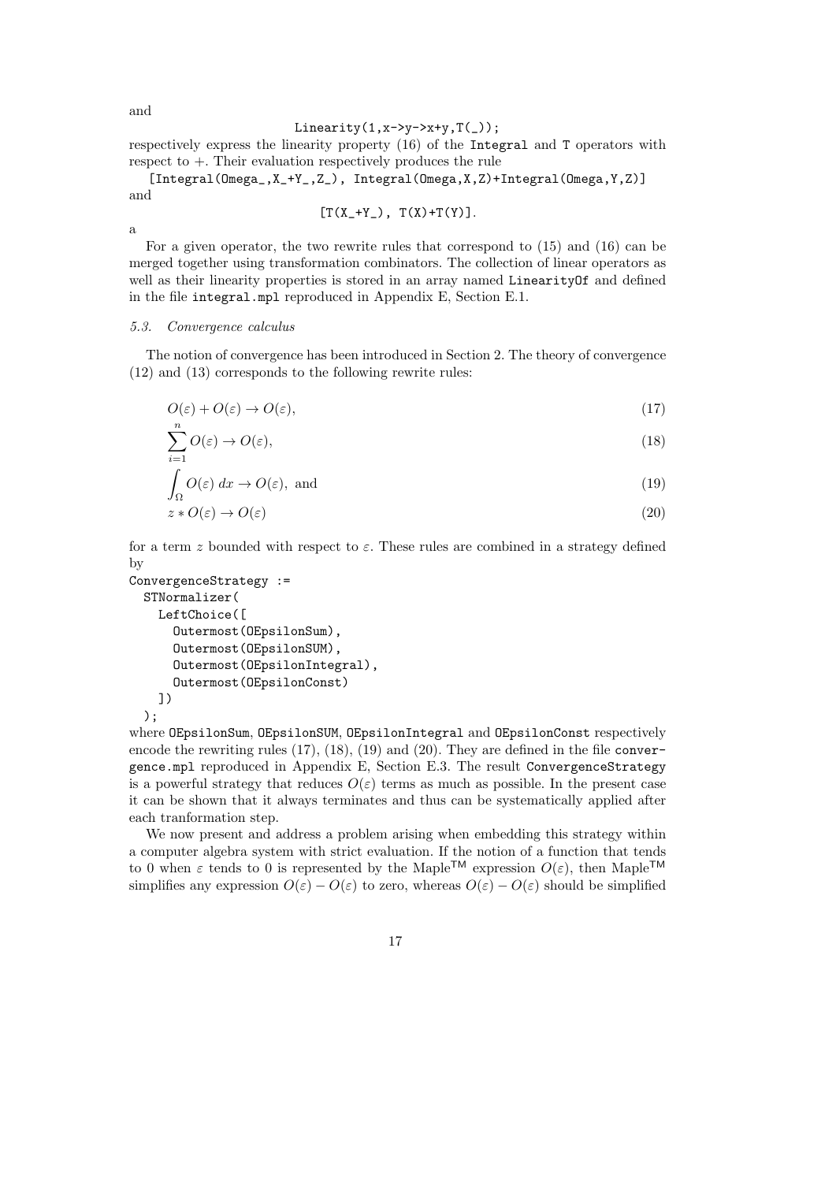and

```
Linearity(1,x->y->x+y,T(_));
```

respectively express the linearity property (16) of the Integral and T operators with respect to +. Their evaluation respectively produces the rule

```
[Integral(Omega_,X_+Y_,Z_), Integral(Omega,X,Z)+Integral(Omega,Y,Z)]
```

and

```
[T(X_+Y_), T(X)+T(Y)].
```

a

For a given operator, the two rewrite rules that correspond to (15) and (16) can be merged together using transformation combinators. The collection of linear operators as well as their linearity properties is stored in an array named LinearityOf and defined in the file integral.mpl reproduced in Appendix E, Section E.1.

### *5.3. Convergence calculus*

The notion of convergence has been introduced in Section 2. The theory of convergence (12) and (13) corresponds to the following rewrite rules:

$$O(\varepsilon) + O(\varepsilon) \to O(\varepsilon), \tag{17}$$

$$\sum_{i=1}^{n} O(\varepsilon) \to O(\varepsilon), \tag{18}$$

$$\int_{\Omega} O(\varepsilon)\, dx \to O(\varepsilon), \text{ and} \tag{19}$$

$$z * O(\varepsilon) \to O(\varepsilon) \tag{20}$$

for a term $z$ bounded with respect to $\varepsilon$. These rules are combined in a strategy defined by

```
ConvergenceStrategy :=
  STNormalizer(
    LeftChoice([
      Outermost(OEpsilonSum),
      Outermost(OEpsilonSUM),
      Outermost(OEpsilonIntegral),
      Outermost(OEpsilonConst)
    ])
  );
```

where OEpsilonSum, OEpsilonSUM, OEpsilonIntegral and OEpsilonConst respectively encode the rewriting rules (17), (18), (19) and (20). They are defined in the file convergence.mpl reproduced in Appendix E, Section E.3. The result ConvergenceStrategy is a powerful strategy that reduces $O(\varepsilon)$ terms as much as possible. In the present case it can be shown that it always terminates and thus can be systematically applied after each tranformation step.

We now present and address a problem arising when embedding this strategy within a computer algebra system with strict evaluation. If the notion of a function that tends to 0 when $\varepsilon$ tends to 0 is represented by the Maple™ expression $O(\varepsilon)$, then Maple™ simplifies any expression $O(\varepsilon) - O(\varepsilon)$ to zero, whereas $O(\varepsilon) - O(\varepsilon)$ should be simplified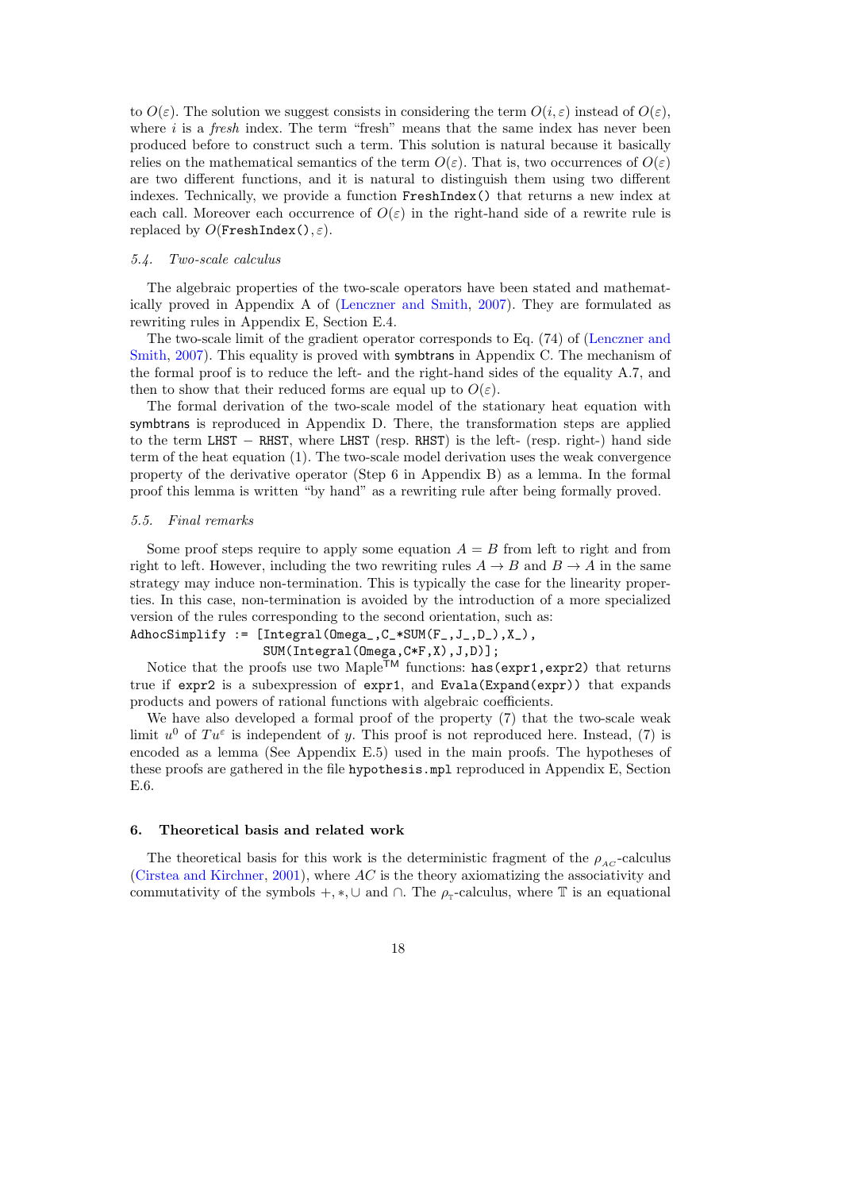to $O(\varepsilon)$. The solution we suggest consists in considering the term $O(i, \varepsilon)$ instead of $O(\varepsilon)$, where $i$ is a *fresh* index. The term "fresh" means that the same index has never been produced before to construct such a term. This solution is natural because it basically relies on the mathematical semantics of the term $O(\varepsilon)$. That is, two occurrences of $O(\varepsilon)$ are two different functions, and it is natural to distinguish them using two different indexes. Technically, we provide a function `FreshIndex()` that returns a new index at each call. Moreover each occurrence of $O(\varepsilon)$ in the right-hand side of a rewrite rule is replaced by $O($`FreshIndex()`$, \varepsilon)$.

### *5.4. Two-scale calculus*

The algebraic properties of the two-scale operators have been stated and mathematically proved in Appendix A of (Lenczner and Smith, 2007). They are formulated as rewriting rules in Appendix E, Section E.4.

The two-scale limit of the gradient operator corresponds to Eq. (74) of (Lenczner and Smith, 2007). This equality is proved with symbtrans in Appendix C. The mechanism of the formal proof is to reduce the left- and the right-hand sides of the equality A.7, and then to show that their reduced forms are equal up to $O(\varepsilon)$.

The formal derivation of the two-scale model of the stationary heat equation with symbtrans is reproduced in Appendix D. There, the transformation steps are applied to the term LHST − RHST, where LHST (resp. RHST) is the left- (resp. right-) hand side term of the heat equation (1). The two-scale model derivation uses the weak convergence property of the derivative operator (Step 6 in Appendix B) as a lemma. In the formal proof this lemma is written "by hand" as a rewriting rule after being formally proved.

### *5.5. Final remarks*

Some proof steps require to apply some equation $A = B$ from left to right and from right to left. However, including the two rewriting rules $A \to B$ and $B \to A$ in the same strategy may induce non-termination. This is typically the case for the linearity properties. In this case, non-termination is avoided by the introduction of a more specialized version of the rules corresponding to the second orientation, such as:

```
AdhocSimplify := [Integral(Omega_,C_*SUM(F_,J_,D_),X_),
                  SUM(Integral(Omega,C*F,X),J,D)];
```

Notice that the proofs use two Maple™ functions: `has(expr1,expr2)` that returns true if `expr2` is a subexpression of `expr1`, and `Evala(Expand(expr))` that expands products and powers of rational functions with algebraic coefficients.

We have also developed a formal proof of the property (7) that the two-scale weak limit $u^0$ of $Tu^\varepsilon$ is independent of $y$. This proof is not reproduced here. Instead, (7) is encoded as a lemma (See Appendix E.5) used in the main proofs. The hypotheses of these proofs are gathered in the file `hypothesis.mpl` reproduced in Appendix E, Section E.6.

## 6. Theoretical basis and related work

The theoretical basis for this work is the deterministic fragment of the $\rho_{AC}$-calculus (Cirstea and Kirchner, 2001), where $AC$ is the theory axiomatizing the associativity and commutativity of the symbols $+, *, \cup$ and $\cap$. The $\rho_{\mathbb{T}}$-calculus, where $\mathbb{T}$ is an equational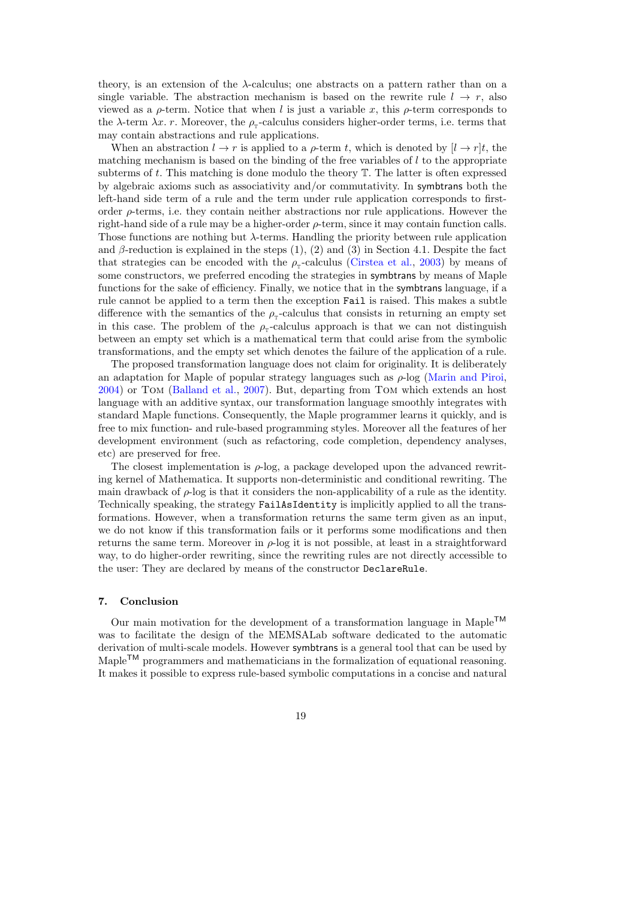theory, is an extension of the $\lambda$-calculus; one abstracts on a pattern rather than on a single variable. The abstraction mechanism is based on the rewrite rule $l \to r$, also viewed as a $\rho$-term. Notice that when $l$ is just a variable $x$, this $\rho$-term corresponds to the $\lambda$-term $\lambda x.\, r$. Moreover, the $\rho_{\mathbb{T}}$-calculus considers higher-order terms, i.e. terms that may contain abstractions and rule applications.

When an abstraction $l \to r$ is applied to a $\rho$-term $t$, which is denoted by $[l \to r]t$, the matching mechanism is based on the binding of the free variables of $l$ to the appropriate subterms of $t$. This matching is done modulo the theory $\mathbb{T}$. The latter is often expressed by algebraic axioms such as associativity and/or commutativity. In symbtrans both the left-hand side term of a rule and the term under rule application corresponds to first-order $\rho$-terms, i.e. they contain neither abstractions nor rule applications. However the right-hand side of a rule may be a higher-order $\rho$-term, since it may contain function calls. Those functions are nothing but $\lambda$-terms. Handling the priority between rule application and $\beta$-reduction is explained in the steps (1), (2) and (3) in Section 4.1. Despite the fact that strategies can be encoded with the $\rho_{\mathbb{T}}$-calculus (Cirstea et al., 2003) by means of some constructors, we preferred encoding the strategies in symbtrans by means of Maple functions for the sake of efficiency. Finally, we notice that in the symbtrans language, if a rule cannot be applied to a term then the exception `Fail` is raised. This makes a subtle difference with the semantics of the $\rho_{\mathbb{T}}$-calculus that consists in returning an empty set in this case. The problem of the $\rho_{\mathbb{T}}$-calculus approach is that we can not distinguish between an empty set which is a mathematical term that could arise from the symbolic transformations, and the empty set which denotes the failure of the application of a rule.

The proposed transformation language does not claim for originality. It is deliberately an adaptation for Maple of popular strategy languages such as $\rho$-log (Marin and Piroi, 2004) or Tom (Balland et al., 2007). But, departing from Tom which extends an host language with an additive syntax, our transformation language smoothly integrates with standard Maple functions. Consequently, the Maple programmer learns it quickly, and is free to mix function- and rule-based programming styles. Moreover all the features of her development environment (such as refactoring, code completion, dependency analyses, etc) are preserved for free.

The closest implementation is $\rho$-log, a package developed upon the advanced rewriting kernel of Mathematica. It supports non-deterministic and conditional rewriting. The main drawback of $\rho$-log is that it considers the non-applicability of a rule as the identity. Technically speaking, the strategy `FailAsIdentity` is implicitly applied to all the transformations. However, when a transformation returns the same term given as an input, we do not know if this transformation fails or it performs some modifications and then returns the same term. Moreover in $\rho$-log it is not possible, at least in a straightforward way, to do higher-order rewriting, since the rewriting rules are not directly accessible to the user: They are declared by means of the constructor `DeclareRule`.

## 7. Conclusion

Our main motivation for the development of a transformation language in Maple™ was to facilitate the design of the MEMSALab software dedicated to the automatic derivation of multi-scale models. However symbtrans is a general tool that can be used by Maple™ programmers and mathematicians in the formalization of equational reasoning. It makes it possible to express rule-based symbolic computations in a concise and natural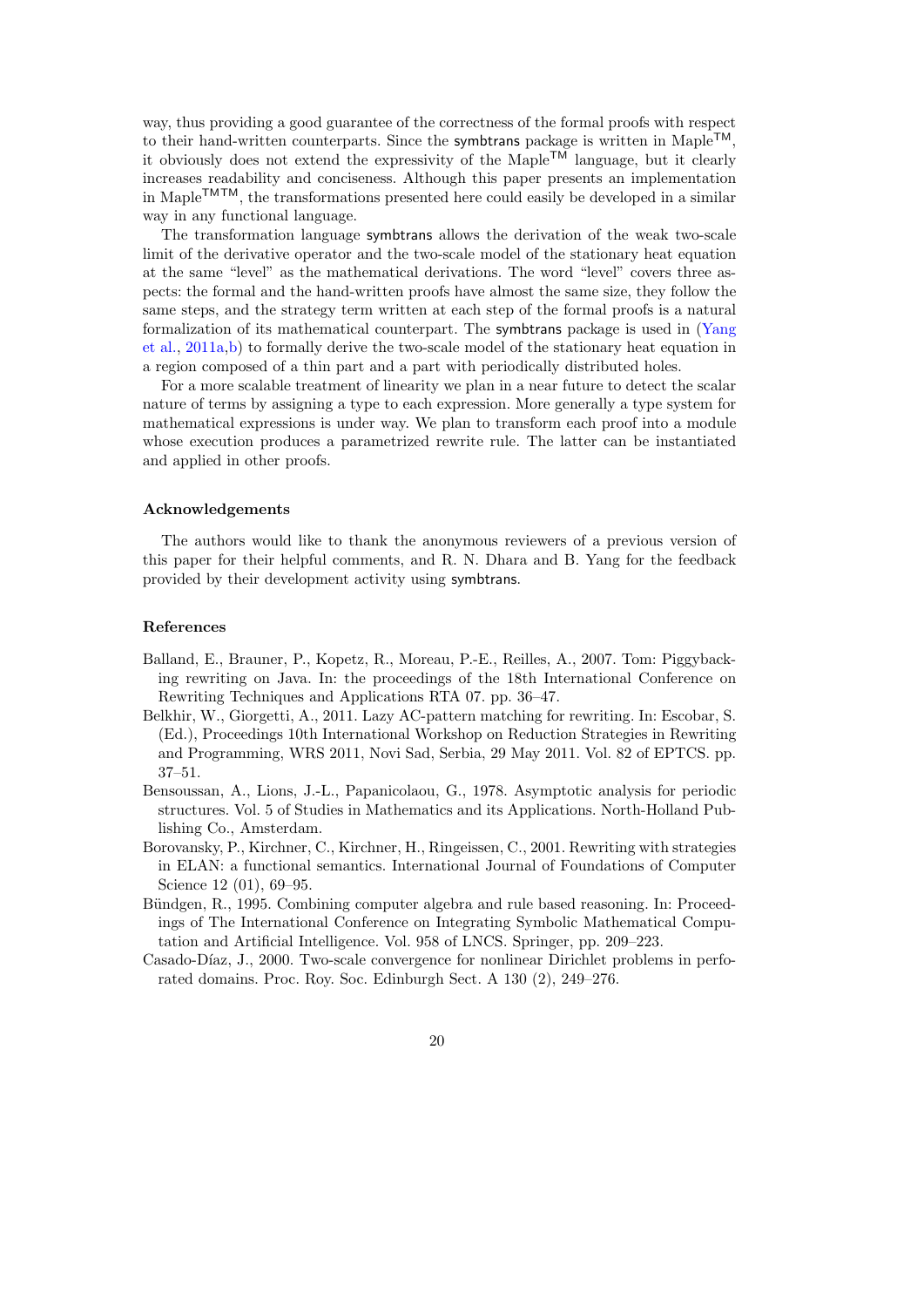way, thus providing a good guarantee of the correctness of the formal proofs with respect to their hand-written counterparts. Since the symbtrans package is written in Maple™, it obviously does not extend the expressivity of the Maple™ language, but it clearly increases readability and conciseness. Although this paper presents an implementation in Maple™™, the transformations presented here could easily be developed in a similar way in any functional language.

The transformation language symbtrans allows the derivation of the weak two-scale limit of the derivative operator and the two-scale model of the stationary heat equation at the same "level" as the mathematical derivations. The word "level" covers three aspects: the formal and the hand-written proofs have almost the same size, they follow the same steps, and the strategy term written at each step of the formal proofs is a natural formalization of its mathematical counterpart. The symbtrans package is used in (Yang et al., 2011a,b) to formally derive the two-scale model of the stationary heat equation in a region composed of a thin part and a part with periodically distributed holes.

For a more scalable treatment of linearity we plan in a near future to detect the scalar nature of terms by assigning a type to each expression. More generally a type system for mathematical expressions is under way. We plan to transform each proof into a module whose execution produces a parametrized rewrite rule. The latter can be instantiated and applied in other proofs.

### Acknowledgements

The authors would like to thank the anonymous reviewers of a previous version of this paper for their helpful comments, and R. N. Dhara and B. Yang for the feedback provided by their development activity using symbtrans.

### References

Balland, E., Brauner, P., Kopetz, R., Moreau, P.-E., Reilles, A., 2007. Tom: Piggybacking rewriting on Java. In: the proceedings of the 18th International Conference on Rewriting Techniques and Applications RTA 07. pp. 36–47.

Belkhir, W., Giorgetti, A., 2011. Lazy AC-pattern matching for rewriting. In: Escobar, S. (Ed.), Proceedings 10th International Workshop on Reduction Strategies in Rewriting and Programming, WRS 2011, Novi Sad, Serbia, 29 May 2011. Vol. 82 of EPTCS. pp. 37–51.

Bensoussan, A., Lions, J.-L., Papanicolaou, G., 1978. Asymptotic analysis for periodic structures. Vol. 5 of Studies in Mathematics and its Applications. North-Holland Publishing Co., Amsterdam.

Borovansky, P., Kirchner, C., Kirchner, H., Ringeissen, C., 2001. Rewriting with strategies in ELAN: a functional semantics. International Journal of Foundations of Computer Science 12 (01), 69–95.

Bündgen, R., 1995. Combining computer algebra and rule based reasoning. In: Proceedings of The International Conference on Integrating Symbolic Mathematical Computation and Artificial Intelligence. Vol. 958 of LNCS. Springer, pp. 209–223.

Casado-Díaz, J., 2000. Two-scale convergence for nonlinear Dirichlet problems in perforated domains. Proc. Roy. Soc. Edinburgh Sect. A 130 (2), 249–276.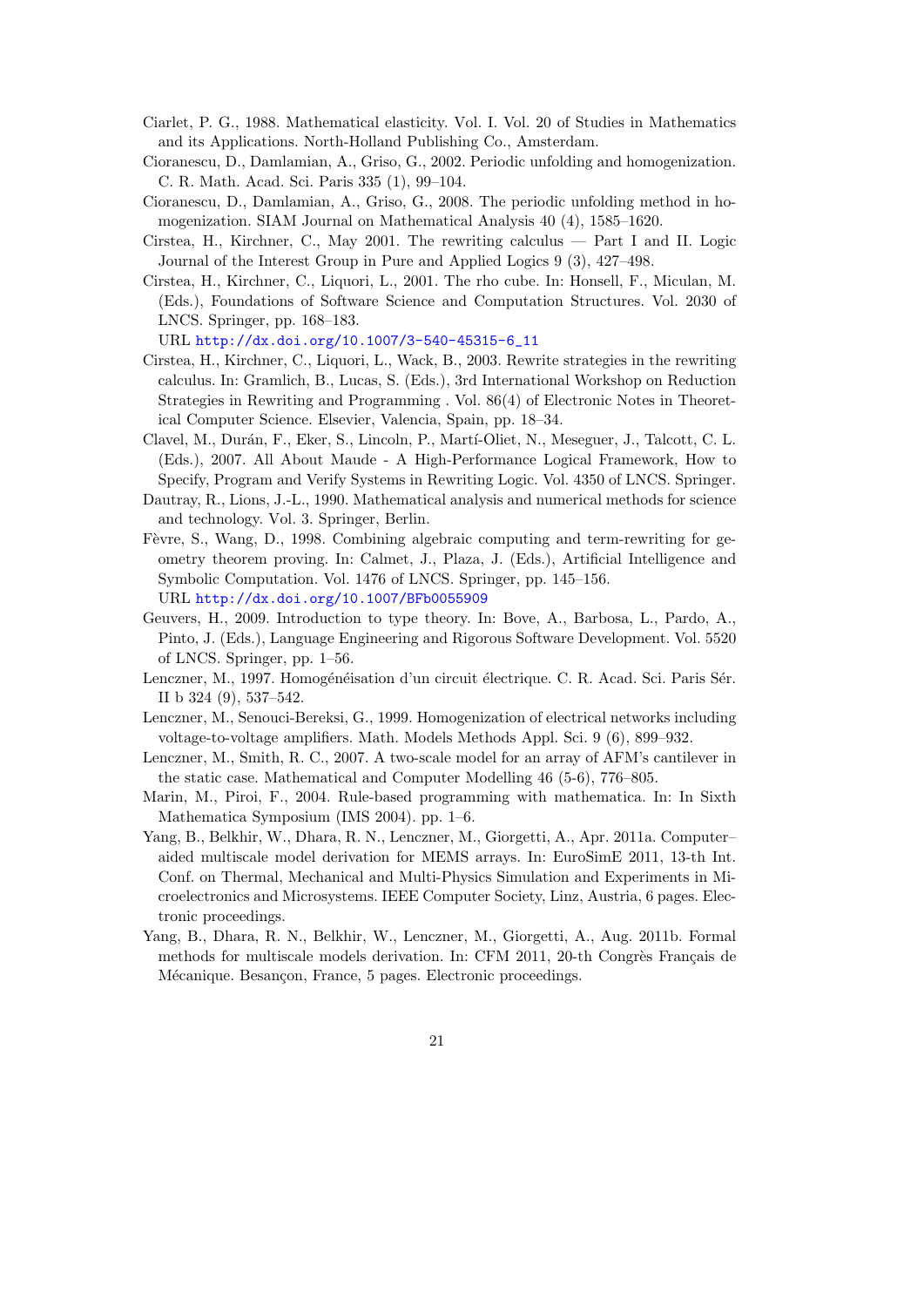Ciarlet, P. G., 1988. Mathematical elasticity. Vol. I. Vol. 20 of Studies in Mathematics and its Applications. North-Holland Publishing Co., Amsterdam.

Cioranescu, D., Damlamian, A., Griso, G., 2002. Periodic unfolding and homogenization. C. R. Math. Acad. Sci. Paris 335 (1), 99–104.

Cioranescu, D., Damlamian, A., Griso, G., 2008. The periodic unfolding method in homogenization. SIAM Journal on Mathematical Analysis 40 (4), 1585–1620.

Cirstea, H., Kirchner, C., May 2001. The rewriting calculus — Part I and II. Logic Journal of the Interest Group in Pure and Applied Logics 9 (3), 427–498.

Cirstea, H., Kirchner, C., Liquori, L., 2001. The rho cube. In: Honsell, F., Miculan, M. (Eds.), Foundations of Software Science and Computation Structures. Vol. 2030 of LNCS. Springer, pp. 168–183.
URL http://dx.doi.org/10.1007/3-540-45315-6_11

Cirstea, H., Kirchner, C., Liquori, L., Wack, B., 2003. Rewrite strategies in the rewriting calculus. In: Gramlich, B., Lucas, S. (Eds.), 3rd International Workshop on Reduction Strategies in Rewriting and Programming . Vol. 86(4) of Electronic Notes in Theoretical Computer Science. Elsevier, Valencia, Spain, pp. 18–34.

Clavel, M., Durán, F., Eker, S., Lincoln, P., Martí-Oliet, N., Meseguer, J., Talcott, C. L. (Eds.), 2007. All About Maude - A High-Performance Logical Framework, How to Specify, Program and Verify Systems in Rewriting Logic. Vol. 4350 of LNCS. Springer.

Dautray, R., Lions, J.-L., 1990. Mathematical analysis and numerical methods for science and technology. Vol. 3. Springer, Berlin.

Fèvre, S., Wang, D., 1998. Combining algebraic computing and term-rewriting for geometry theorem proving. In: Calmet, J., Plaza, J. (Eds.), Artificial Intelligence and Symbolic Computation. Vol. 1476 of LNCS. Springer, pp. 145–156.
URL http://dx.doi.org/10.1007/BFb0055909

Geuvers, H., 2009. Introduction to type theory. In: Bove, A., Barbosa, L., Pardo, A., Pinto, J. (Eds.), Language Engineering and Rigorous Software Development. Vol. 5520 of LNCS. Springer, pp. 1–56.

Lenczner, M., 1997. Homogénéisation d'un circuit électrique. C. R. Acad. Sci. Paris Sér. II b 324 (9), 537–542.

Lenczner, M., Senouci-Bereksi, G., 1999. Homogenization of electrical networks including voltage-to-voltage amplifiers. Math. Models Methods Appl. Sci. 9 (6), 899–932.

Lenczner, M., Smith, R. C., 2007. A two-scale model for an array of AFM's cantilever in the static case. Mathematical and Computer Modelling 46 (5-6), 776–805.

Marin, M., Piroi, F., 2004. Rule-based programming with mathematica. In: In Sixth Mathematica Symposium (IMS 2004). pp. 1–6.

Yang, B., Belkhir, W., Dhara, R. N., Lenczner, M., Giorgetti, A., Apr. 2011a. Computer–aided multiscale model derivation for MEMS arrays. In: EuroSimE 2011, 13-th Int. Conf. on Thermal, Mechanical and Multi-Physics Simulation and Experiments in Microelectronics and Microsystems. IEEE Computer Society, Linz, Austria, 6 pages. Electronic proceedings.

Yang, B., Dhara, R. N., Belkhir, W., Lenczner, M., Giorgetti, A., Aug. 2011b. Formal methods for multiscale models derivation. In: CFM 2011, 20-th Congrès Français de Mécanique. Besançon, France, 5 pages. Electronic proceedings.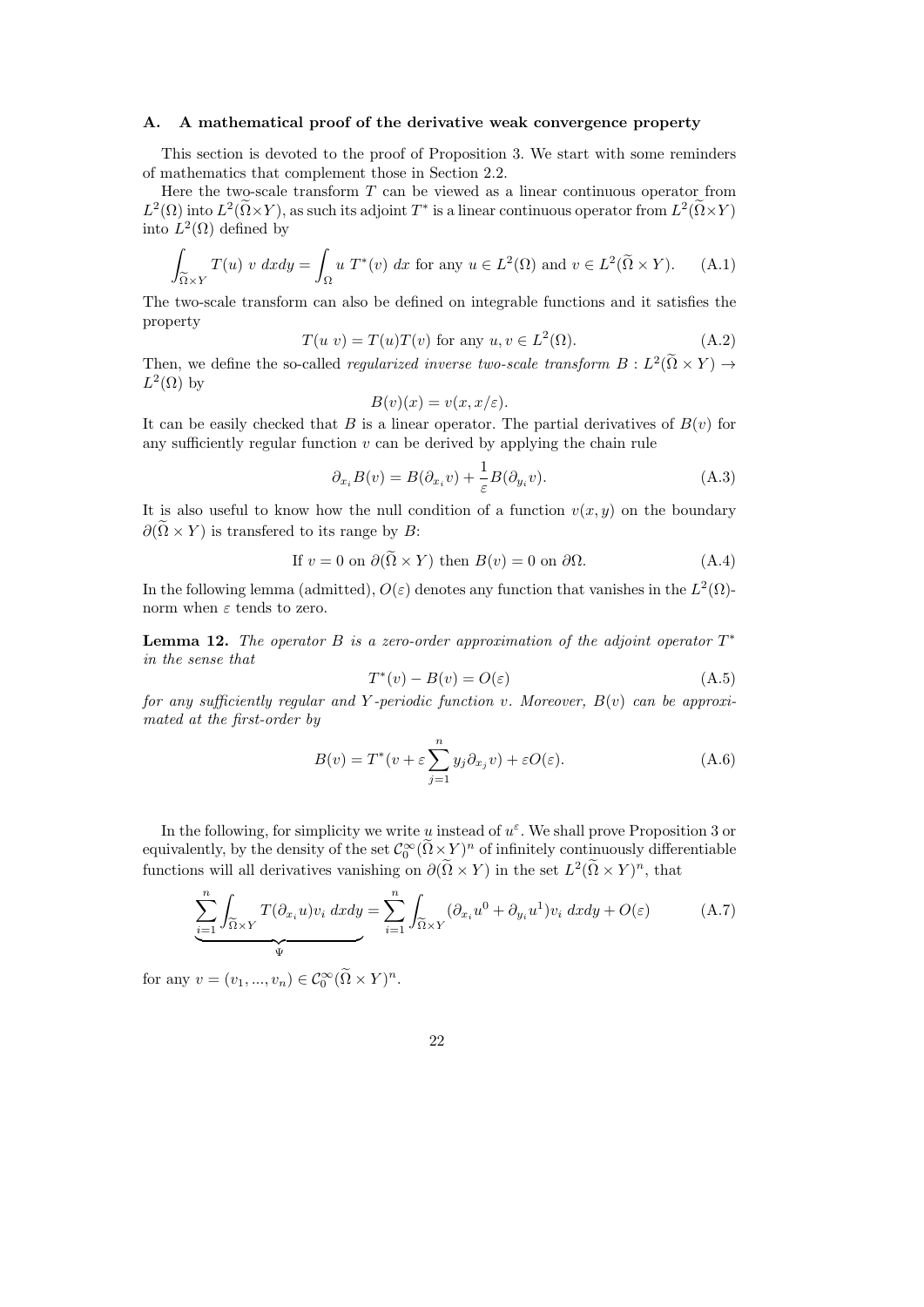## A. A mathematical proof of the derivative weak convergence property

This section is devoted to the proof of Proposition 3. We start with some reminders of mathematics that complement those in Section 2.2.

Here the two-scale transform $T$ can be viewed as a linear continuous operator from $L^2(\Omega)$ into $L^2(\widetilde{\Omega}\times Y)$, as such its adjoint $T^*$ is a linear continuous operator from $L^2(\widetilde{\Omega}\times Y)$ into $L^2(\Omega)$ defined by

$$\int_{\widetilde{\Omega}\times Y} T(u)\ v\ dxdy = \int_{\Omega} u\ T^*(v)\ dx \text{ for any } u \in L^2(\Omega) \text{ and } v \in L^2(\widetilde{\Omega}\times Y). \tag{A.1}$$

The two-scale transform can also be defined on integrable functions and it satisfies the property

$$T(u\ v) = T(u)T(v) \text{ for any } u, v \in L^2(\Omega). \tag{A.2}$$

Then, we define the so-called *regularized inverse two-scale transform* $B : L^2(\widetilde{\Omega}\times Y) \to L^2(\Omega)$ by

$$B(v)(x) = v(x, x/\varepsilon).$$

It can be easily checked that $B$ is a linear operator. The partial derivatives of $B(v)$ for any sufficiently regular function $v$ can be derived by applying the chain rule

$$\partial_{x_i} B(v) = B(\partial_{x_i} v) + \frac{1}{\varepsilon} B(\partial_{y_i} v). \tag{A.3}$$

It is also useful to know how the null condition of a function $v(x, y)$ on the boundary $\partial(\widetilde{\Omega}\times Y)$ is transfered to its range by $B$:

$$\text{If } v = 0 \text{ on } \partial(\widetilde{\Omega}\times Y) \text{ then } B(v) = 0 \text{ on } \partial\Omega. \tag{A.4}$$

In the following lemma (admitted), $O(\varepsilon)$ denotes any function that vanishes in the $L^2(\Omega)$-norm when $\varepsilon$ tends to zero.

**Lemma 12.** *The operator $B$ is a zero-order approximation of the adjoint operator $T^*$ in the sense that*

$$T^*(v) - B(v) = O(\varepsilon) \tag{A.5}$$

*for any sufficiently regular and $Y$-periodic function $v$. Moreover, $B(v)$ can be approximated at the first-order by*

$$B(v) = T^*(v + \varepsilon \sum_{j=1}^{n} y_j \partial_{x_j} v) + \varepsilon O(\varepsilon). \tag{A.6}$$

In the following, for simplicity we write $u$ instead of $u^\varepsilon$. We shall prove Proposition 3 or equivalently, by the density of the set $\mathcal{C}_0^\infty(\widetilde{\Omega}\times Y)^n$ of infinitely continuously differentiable functions will all derivatives vanishing on $\partial(\widetilde{\Omega}\times Y)$ in the set $L^2(\widetilde{\Omega}\times Y)^n$, that

$$\underbrace{\sum_{i=1}^{n} \int_{\widetilde{\Omega}\times Y} T(\partial_{x_i} u) v_i\ dxdy}_{\Psi} = \sum_{i=1}^{n} \int_{\widetilde{\Omega}\times Y} (\partial_{x_i} u^0 + \partial_{y_i} u^1) v_i\ dxdy + O(\varepsilon) \tag{A.7}$$

for any $v = (v_1, ..., v_n) \in \mathcal{C}_0^\infty(\widetilde{\Omega}\times Y)^n$.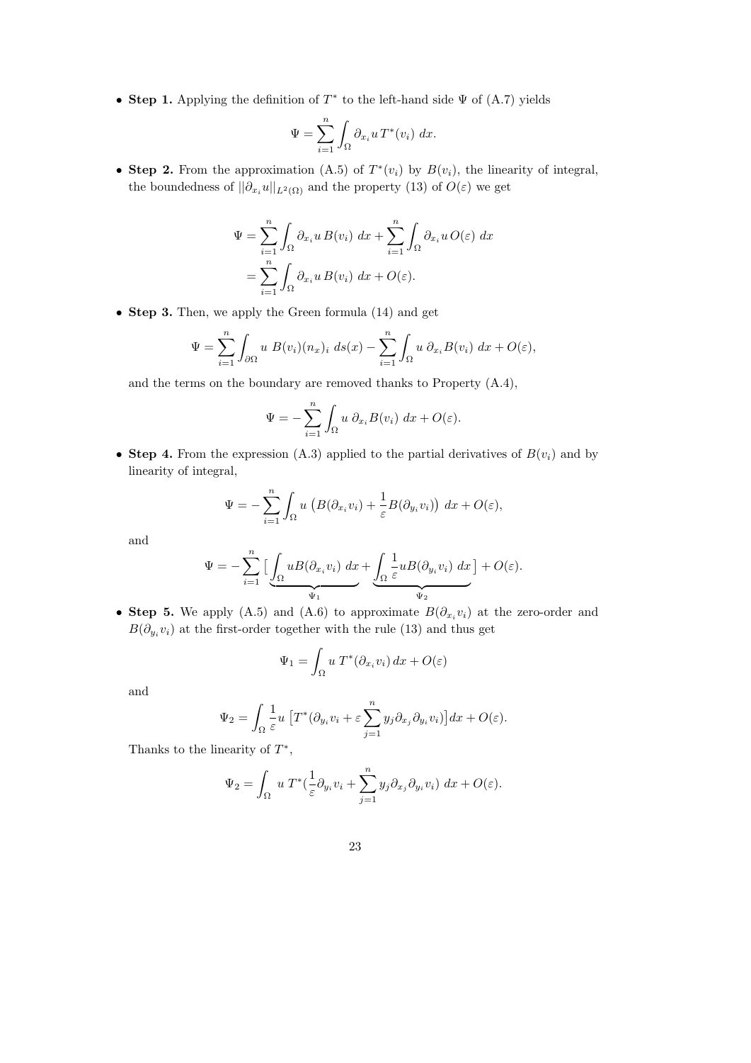- **Step 1.** Applying the definition of $T^*$ to the left-hand side $\Psi$ of (A.7) yields

$$\Psi = \sum_{i=1}^{n} \int_{\Omega} \partial_{x_i} u \, T^*(v_i) \; dx.$$

- **Step 2.** From the approximation (A.5) of $T^*(v_i)$ by $B(v_i)$, the linearity of integral, the boundedness of $||\partial_{x_i} u||_{L^2(\Omega)}$ and the property (13) of $O(\varepsilon)$ we get

$$\begin{aligned}
\Psi &= \sum_{i=1}^{n} \int_{\Omega} \partial_{x_i} u \, B(v_i) \; dx + \sum_{i=1}^{n} \int_{\Omega} \partial_{x_i} u \, O(\varepsilon) \; dx \\
&= \sum_{i=1}^{n} \int_{\Omega} \partial_{x_i} u \, B(v_i) \; dx + O(\varepsilon).
\end{aligned}$$

- **Step 3.** Then, we apply the Green formula (14) and get

$$\Psi = \sum_{i=1}^{n} \int_{\partial\Omega} u \; B(v_i) (n_x)_i \; ds(x) - \sum_{i=1}^{n} \int_{\Omega} u \; \partial_{x_i} B(v_i) \; dx + O(\varepsilon),$$

and the terms on the boundary are removed thanks to Property (A.4),

$$\Psi = -\sum_{i=1}^{n} \int_{\Omega} u \; \partial_{x_i} B(v_i) \; dx + O(\varepsilon).$$

- **Step 4.** From the expression (A.3) applied to the partial derivatives of $B(v_i)$ and by linearity of integral,

$$\Psi = -\sum_{i=1}^{n} \int_{\Omega} u \left( B(\partial_{x_i} v_i) + \frac{1}{\varepsilon} B(\partial_{y_i} v_i) \right) \; dx + O(\varepsilon),$$

and

$$\Psi = -\sum_{i=1}^{n} \big[ \underbrace{\int_{\Omega} u B(\partial_{x_i} v_i) \; dx}_{\Psi_1} + \underbrace{\int_{\Omega} \frac{1}{\varepsilon} u B(\partial_{y_i} v_i) \; dx}_{\Psi_2} \big] + O(\varepsilon).$$

- **Step 5.** We apply (A.5) and (A.6) to approximate $B(\partial_{x_i} v_i)$ at the zero-order and $B(\partial_{y_i} v_i)$ at the first-order together with the rule (13) and thus get

$$\Psi_1 = \int_{\Omega} u \; T^*(\partial_{x_i} v_i) \, dx + O(\varepsilon)$$

and

$$\Psi_2 = \int_{\Omega} \frac{1}{\varepsilon} u \left[ T^*(\partial_{y_i} v_i + \varepsilon \sum_{j=1}^{n} y_j \partial_{x_j} \partial_{y_i} v_i) \right] dx + O(\varepsilon).$$

Thanks to the linearity of $T^*$,

$$\Psi_2 = \int_{\Omega} \; u \; T^*(\frac{1}{\varepsilon} \partial_{y_i} v_i + \sum_{j=1}^{n} y_j \partial_{x_j} \partial_{y_i} v_i) \; dx + O(\varepsilon).$$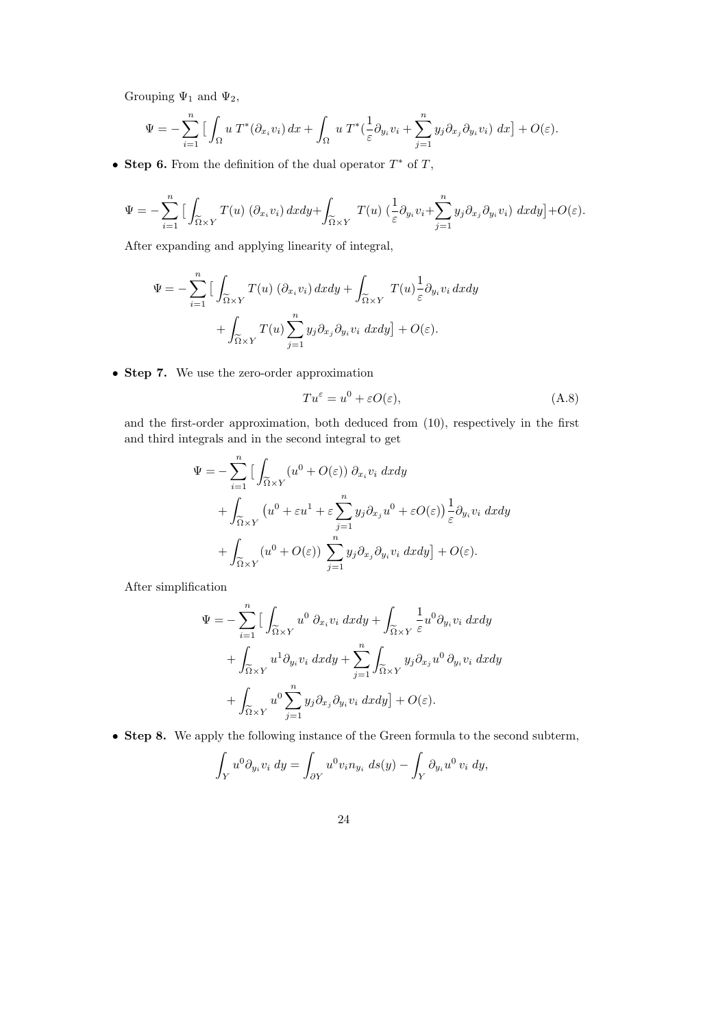Grouping $\Psi_1$ and $\Psi_2$,

$$\Psi = -\sum_{i=1}^{n} \big[ \int_{\Omega} u\, T^*(\partial_{x_i} v_i)\, dx + \int_{\Omega} u\, T^*(\frac{1}{\varepsilon}\partial_{y_i} v_i + \sum_{j=1}^{n} y_j \partial_{x_j} \partial_{y_i} v_i)\, dx \big] + O(\varepsilon).$$

- **Step 6.** From the definition of the dual operator $T^*$ of $T$,

$$\Psi = -\sum_{i=1}^{n} \big[ \int_{\widetilde{\Omega}\times Y} T(u)\, (\partial_{x_i} v_i)\, dxdy + \int_{\widetilde{\Omega}\times Y} T(u)\, (\frac{1}{\varepsilon}\partial_{y_i} v_i + \sum_{j=1}^{n} y_j \partial_{x_j} \partial_{y_i} v_i)\, dxdy \big] + O(\varepsilon).$$

After expanding and applying linearity of integral,

$$\Psi = -\sum_{i=1}^{n} \big[ \int_{\widetilde{\Omega}\times Y} T(u)\, (\partial_{x_i} v_i)\, dxdy + \int_{\widetilde{\Omega}\times Y} T(u) \frac{1}{\varepsilon}\partial_{y_i} v_i\, dxdy + \int_{\widetilde{\Omega}\times Y} T(u) \sum_{j=1}^{n} y_j \partial_{x_j} \partial_{y_i} v_i\, dxdy \big] + O(\varepsilon).$$

- **Step 7.** We use the zero-order approximation

$$Tu^{\varepsilon} = u^0 + \varepsilon O(\varepsilon), \tag{A.8}$$

and the first-order approximation, both deduced from (10), respectively in the first and third integrals and in the second integral to get

$$\begin{aligned}\Psi = -\sum_{i=1}^{n} \big[ &\int_{\widetilde{\Omega}\times Y} (u^0 + O(\varepsilon))\, \partial_{x_i} v_i\, dxdy \\ &+ \int_{\widetilde{\Omega}\times Y} \big(u^0 + \varepsilon u^1 + \varepsilon \sum_{j=1}^{n} y_j \partial_{x_j} u^0 + \varepsilon O(\varepsilon)\big) \frac{1}{\varepsilon}\partial_{y_i} v_i\, dxdy \\ &+ \int_{\widetilde{\Omega}\times Y} (u^0 + O(\varepsilon)) \sum_{j=1}^{n} y_j \partial_{x_j} \partial_{y_i} v_i\, dxdy \big] + O(\varepsilon).\end{aligned}$$

After simplification

$$\begin{aligned}\Psi = -\sum_{i=1}^{n} \big[ &\int_{\widetilde{\Omega}\times Y} u^0\, \partial_{x_i} v_i\, dxdy + \int_{\widetilde{\Omega}\times Y} \frac{1}{\varepsilon} u^0 \partial_{y_i} v_i\, dxdy \\ &+ \int_{\widetilde{\Omega}\times Y} u^1 \partial_{y_i} v_i\, dxdy + \sum_{j=1}^{n} \int_{\widetilde{\Omega}\times Y} y_j \partial_{x_j} u^0\, \partial_{y_i} v_i\, dxdy \\ &+ \int_{\widetilde{\Omega}\times Y} u^0 \sum_{j=1}^{n} y_j \partial_{x_j} \partial_{y_i} v_i\, dxdy \big] + O(\varepsilon).\end{aligned}$$

- **Step 8.** We apply the following instance of the Green formula to the second subterm,

$$\int_Y u^0 \partial_{y_i} v_i\, dy = \int_{\partial Y} u^0 v_i n_{y_i}\, ds(y) - \int_Y \partial_{y_i} u^0\, v_i\, dy,$$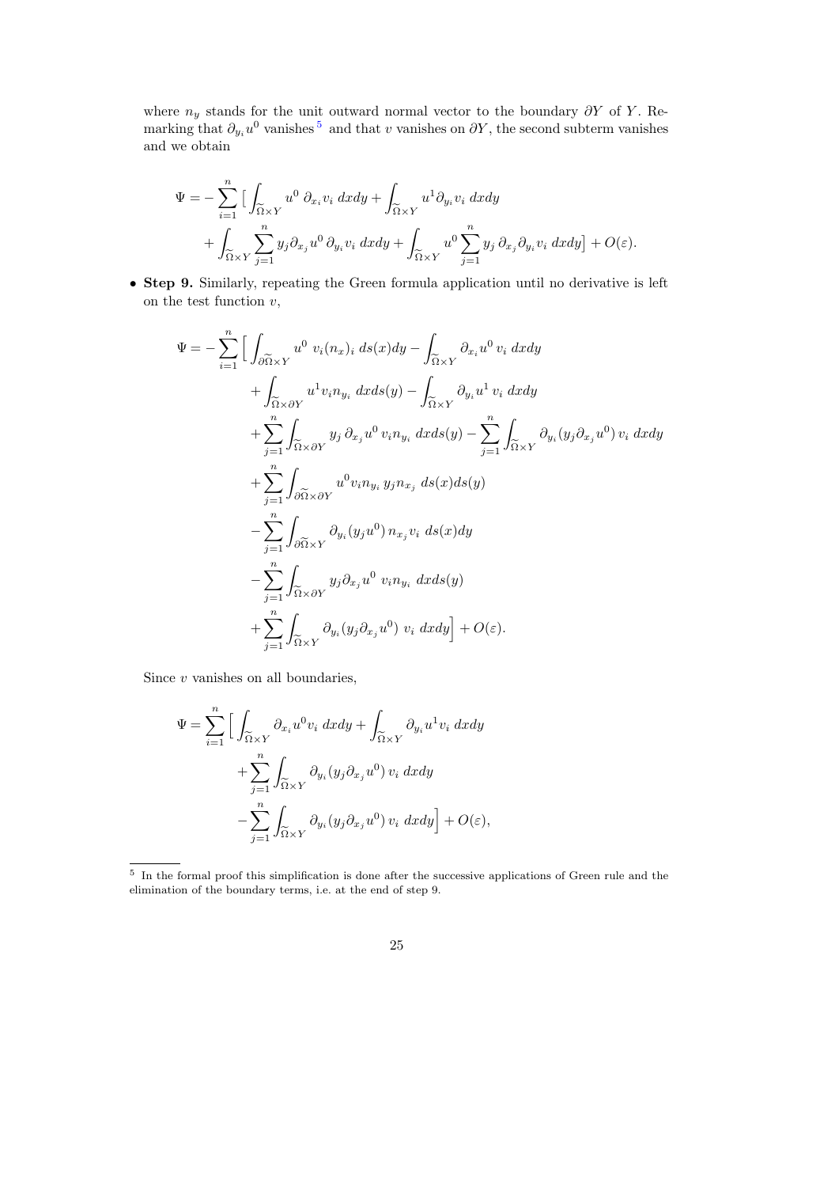where $n_y$ stands for the unit outward normal vector to the boundary $\partial Y$ of $Y$. Remarking that $\partial_{y_i} u^0$ vanishes [5] and that $v$ vanishes on $\partial Y$, the second subterm vanishes and we obtain

$$
\begin{aligned}
\Psi = &-\sum_{i=1}^{n} \Big[ \int_{\widetilde{\Omega}\times Y} u^0 \, \partial_{x_i} v_i \; dxdy + \int_{\widetilde{\Omega}\times Y} u^1 \partial_{y_i} v_i \; dxdy \\
&+ \int_{\widetilde{\Omega}\times Y} \sum_{j=1}^{n} y_j \partial_{x_j} u^0 \, \partial_{y_i} v_i \; dxdy + \int_{\widetilde{\Omega}\times Y} u^0 \sum_{j=1}^{n} y_j \, \partial_{x_j} \partial_{y_i} v_i \; dxdy \Big] + O(\varepsilon).
\end{aligned}
$$

- **Step 9.** Similarly, repeating the Green formula application until no derivative is left on the test function $v$,

$$
\begin{aligned}
\Psi = -\sum_{i=1}^{n} \Big[ &\int_{\partial\widetilde{\Omega}\times Y} u^0 \; v_i (n_x)_i \; ds(x) dy - \int_{\widetilde{\Omega}\times Y} \partial_{x_i} u^0 \, v_i \; dxdy \\
&+ \int_{\widetilde{\Omega}\times \partial Y} u^1 v_i n_{y_i} \; dxds(y) - \int_{\widetilde{\Omega}\times Y} \partial_{y_i} u^1 \, v_i \; dxdy \\
&+ \sum_{j=1}^{n} \int_{\widetilde{\Omega}\times \partial Y} y_j \, \partial_{x_j} u^0 \, v_i n_{y_i} \; dxds(y) - \sum_{j=1}^{n} \int_{\widetilde{\Omega}\times Y} \partial_{y_i} (y_j \partial_{x_j} u^0) \, v_i \; dxdy \\
&+ \sum_{j=1}^{n} \int_{\partial\widetilde{\Omega}\times \partial Y} u^0 v_i n_{y_i} \, y_j n_{x_j} \; ds(x) ds(y) \\
&- \sum_{j=1}^{n} \int_{\partial\widetilde{\Omega}\times Y} \partial_{y_i} (y_j u^0) \, n_{x_j} v_i \; ds(x) dy \\
&- \sum_{j=1}^{n} \int_{\widetilde{\Omega}\times \partial Y} y_j \partial_{x_j} u^0 \; v_i n_{y_i} \; dxds(y) \\
&+ \sum_{j=1}^{n} \int_{\widetilde{\Omega}\times Y} \partial_{y_i} (y_j \partial_{x_j} u^0) \; v_i \; dxdy \Big] + O(\varepsilon).
\end{aligned}
$$

Since $v$ vanishes on all boundaries,

$$
\begin{aligned}
\Psi = \sum_{i=1}^{n} \Big[ &\int_{\widetilde{\Omega}\times Y} \partial_{x_i} u^0 v_i \; dxdy + \int_{\widetilde{\Omega}\times Y} \partial_{y_i} u^1 v_i \; dxdy \\
&+ \sum_{j=1}^{n} \int_{\widetilde{\Omega}\times Y} \partial_{y_i} (y_j \partial_{x_j} u^0) \, v_i \; dxdy \\
&- \sum_{j=1}^{n} \int_{\widetilde{\Omega}\times Y} \partial_{y_i} (y_j \partial_{x_j} u^0) \, v_i \; dxdy \Big] + O(\varepsilon),
\end{aligned}
$$

---

[5] In the formal proof this simplification is done after the successive applications of Green rule and the elimination of the boundary terms, i.e. at the end of step 9.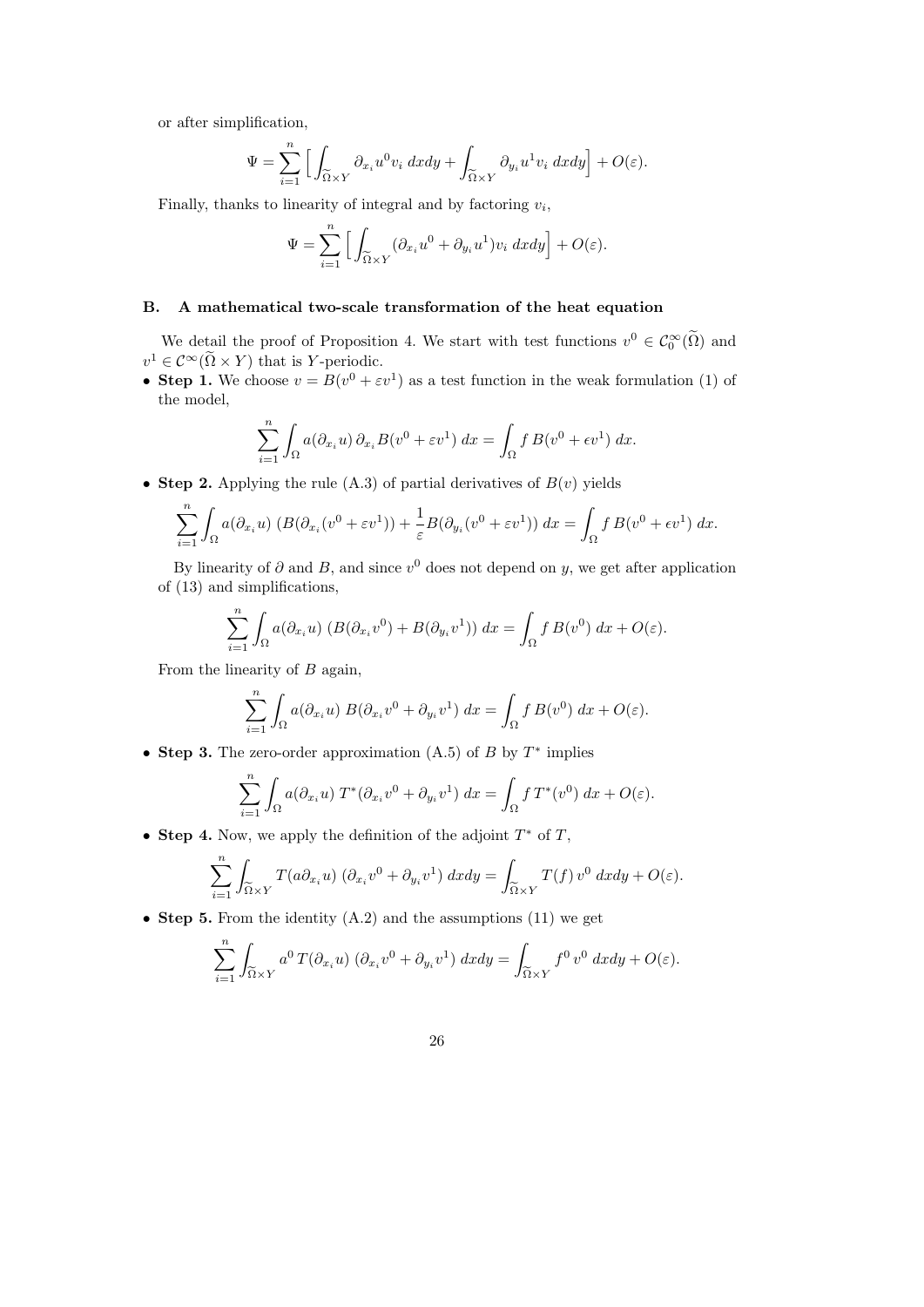or after simplification,

$$\Psi = \sum_{i=1}^{n} \Big[ \int_{\widetilde{\Omega}\times Y} \partial_{x_i} u^0 v_i \; dxdy + \int_{\widetilde{\Omega}\times Y} \partial_{y_i} u^1 v_i \; dxdy \Big] + O(\varepsilon).$$

Finally, thanks to linearity of integral and by factoring $v_i$,

$$\Psi = \sum_{i=1}^{n} \Big[ \int_{\widetilde{\Omega}\times Y} (\partial_{x_i} u^0 + \partial_{y_i} u^1) v_i \; dxdy \Big] + O(\varepsilon).$$

## B. A mathematical two-scale transformation of the heat equation

We detail the proof of Proposition 4. We start with test functions $v^0 \in \mathcal{C}_0^\infty(\widetilde{\Omega})$ and $v^1 \in \mathcal{C}^\infty(\widetilde{\Omega} \times Y)$ that is $Y$-periodic.

- **Step 1.** We choose $v = B(v^0 + \varepsilon v^1)$ as a test function in the weak formulation (1) of the model,

$$\sum_{i=1}^{n} \int_{\Omega} a(\partial_{x_i} u) \, \partial_{x_i} B(v^0 + \varepsilon v^1) \; dx = \int_{\Omega} f \, B(v^0 + \epsilon v^1) \; dx.$$

- **Step 2.** Applying the rule (A.3) of partial derivatives of $B(v)$ yields

$$\sum_{i=1}^{n} \int_{\Omega} a(\partial_{x_i} u) \; (B(\partial_{x_i}(v^0 + \varepsilon v^1)) + \frac{1}{\varepsilon} B(\partial_{y_i}(v^0 + \varepsilon v^1)) \; dx = \int_{\Omega} f \, B(v^0 + \epsilon v^1) \; dx.$$

By linearity of $\partial$ and $B$, and since $v^0$ does not depend on $y$, we get after application of (13) and simplifications,

$$\sum_{i=1}^{n} \int_{\Omega} a(\partial_{x_i} u) \; (B(\partial_{x_i} v^0) + B(\partial_{y_i} v^1)) \; dx = \int_{\Omega} f \, B(v^0) \; dx + O(\varepsilon).$$

From the linearity of $B$ again,

$$\sum_{i=1}^{n} \int_{\Omega} a(\partial_{x_i} u) \; B(\partial_{x_i} v^0 + \partial_{y_i} v^1) \; dx = \int_{\Omega} f \, B(v^0) \; dx + O(\varepsilon).$$

- **Step 3.** The zero-order approximation (A.5) of $B$ by $T^*$ implies

$$\sum_{i=1}^{n} \int_{\Omega} a(\partial_{x_i} u) \; T^*(\partial_{x_i} v^0 + \partial_{y_i} v^1) \; dx = \int_{\Omega} f \, T^*(v^0) \; dx + O(\varepsilon).$$

- **Step 4.** Now, we apply the definition of the adjoint $T^*$ of $T$,

$$\sum_{i=1}^{n} \int_{\widetilde{\Omega}\times Y} T(a \partial_{x_i} u) \; (\partial_{x_i} v^0 + \partial_{y_i} v^1) \; dxdy = \int_{\widetilde{\Omega}\times Y} T(f) \, v^0 \; dxdy + O(\varepsilon).$$

- **Step 5.** From the identity (A.2) and the assumptions (11) we get

$$\sum_{i=1}^{n} \int_{\widetilde{\Omega}\times Y} a^0 \, T(\partial_{x_i} u) \; (\partial_{x_i} v^0 + \partial_{y_i} v^1) \; dxdy = \int_{\widetilde{\Omega}\times Y} f^0 \, v^0 \; dxdy + O(\varepsilon).$$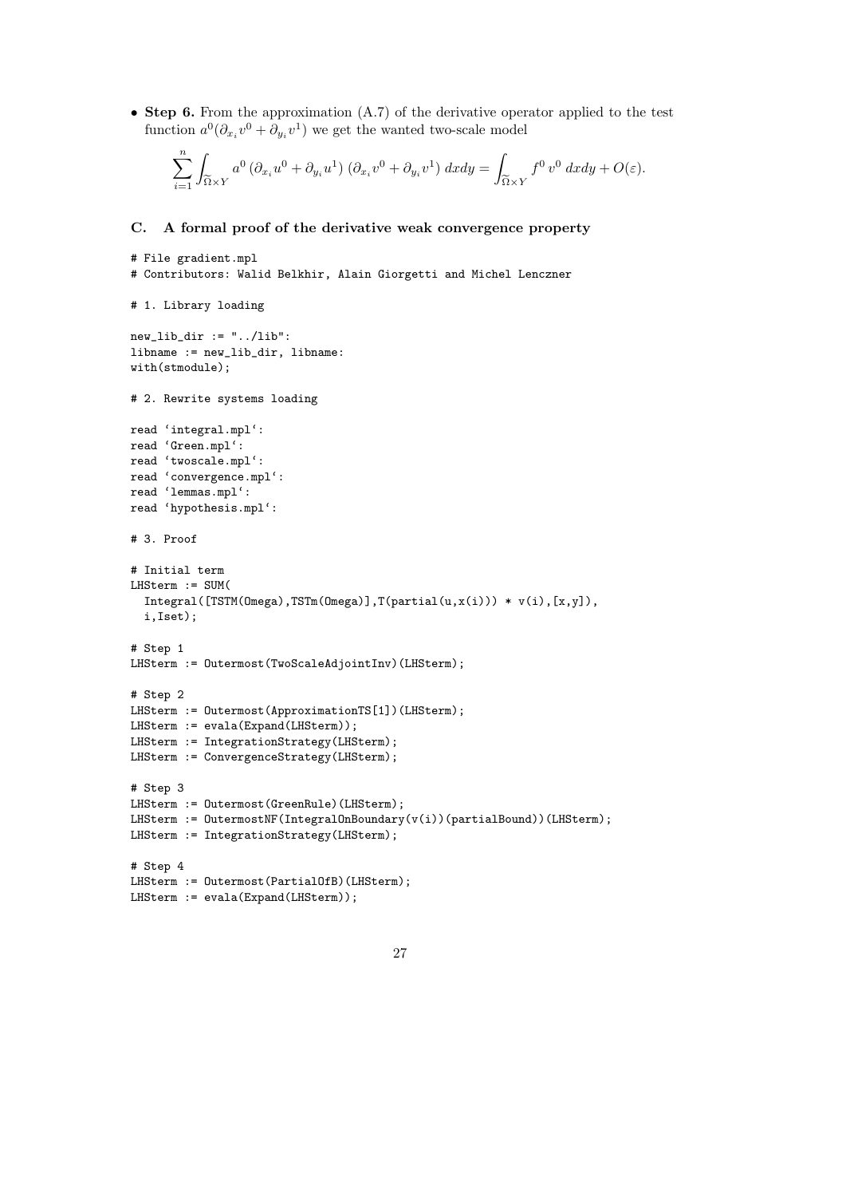- **Step 6.** From the approximation (A.7) of the derivative operator applied to the test function $a^0(\partial_{x_i} v^0 + \partial_{y_i} v^1)$ we get the wanted two-scale model

$$\sum_{i=1}^{n} \int_{\widetilde{\Omega}\times Y} a^0 \left(\partial_{x_i} u^0 + \partial_{y_i} u^1\right) \left(\partial_{x_i} v^0 + \partial_{y_i} v^1\right) dxdy = \int_{\widetilde{\Omega}\times Y} f^0 \, v^0 \; dxdy + O(\varepsilon).$$

## C. A formal proof of the derivative weak convergence property

```
# File gradient.mpl
# Contributors: Walid Belkhir, Alain Giorgetti and Michel Lenczner

# 1. Library loading

new_lib_dir := "../lib":
libname := new_lib_dir, libname:
with(stmodule);

# 2. Rewrite systems loading

read `integral.mpl`:
read `Green.mpl`:
read `twoscale.mpl`:
read `convergence.mpl`:
read `lemmas.mpl`:
read `hypothesis.mpl`:

# 3. Proof

# Initial term
LHSterm := SUM(
  Integral([TSTM(Omega),TSTm(Omega)],T(partial(u,x(i))) * v(i),[x,y]),
  i,Iset);

# Step 1
LHSterm := Outermost(TwoScaleAdjointInv)(LHSterm);

# Step 2
LHSterm := Outermost(ApproximationTS[1])(LHSterm);
LHSterm := evala(Expand(LHSterm));
LHSterm := IntegrationStrategy(LHSterm);
LHSterm := ConvergenceStrategy(LHSterm);

# Step 3
LHSterm := Outermost(GreenRule)(LHSterm);
LHSterm := OutermostNF(IntegralOnBoundary(v(i))(partialBound))(LHSterm);
LHSterm := IntegrationStrategy(LHSterm);

# Step 4
LHSterm := Outermost(PartialOfB)(LHSterm);
LHSterm := evala(Expand(LHSterm));
```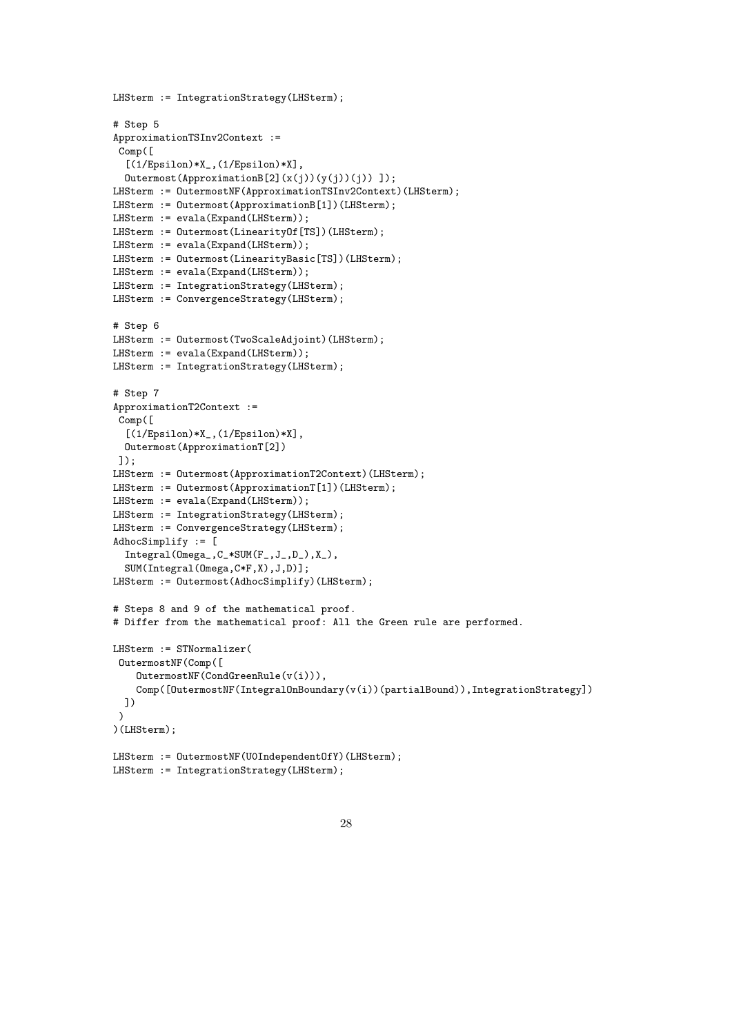```
LHSterm := IntegrationStrategy(LHSterm);

# Step 5
ApproximationTSInv2Context :=
 Comp([
  [(1/Epsilon)*X_,(1/Epsilon)*X],
  Outermost(ApproximationB[2](x(j))(y(j))(j)) ]);
LHSterm := OutermostNF(ApproximationTSInv2Context)(LHSterm);
LHSterm := Outermost(ApproximationB[1])(LHSterm);
LHSterm := evala(Expand(LHSterm));
LHSterm := Outermost(LinearityOf[TS])(LHSterm);
LHSterm := evala(Expand(LHSterm));
LHSterm := Outermost(LinearityBasic[TS])(LHSterm);
LHSterm := evala(Expand(LHSterm));
LHSterm := IntegrationStrategy(LHSterm);
LHSterm := ConvergenceStrategy(LHSterm);

# Step 6
LHSterm := Outermost(TwoScaleAdjoint)(LHSterm);
LHSterm := evala(Expand(LHSterm));
LHSterm := IntegrationStrategy(LHSterm);

# Step 7
ApproximationT2Context :=
 Comp([
  [(1/Epsilon)*X_,(1/Epsilon)*X],
  Outermost(ApproximationT[2])
 ]);
LHSterm := Outermost(ApproximationT2Context)(LHSterm);
LHSterm := Outermost(ApproximationT[1])(LHSterm);
LHSterm := evala(Expand(LHSterm));
LHSterm := IntegrationStrategy(LHSterm);
LHSterm := ConvergenceStrategy(LHSterm);
AdhocSimplify := [
  Integral(Omega_,C_*SUM(F_,J_,D_),X_),
  SUM(Integral(Omega,C*F,X),J,D)];
LHSterm := Outermost(AdhocSimplify)(LHSterm);

# Steps 8 and 9 of the mathematical proof.
# Differ from the mathematical proof: All the Green rule are performed.

LHSterm := STNormalizer(
 OutermostNF(Comp([
    OutermostNF(CondGreenRule(v(i))),
    Comp([OutermostNF(IntegralOnBoundary(v(i))(partialBound)),IntegrationStrategy])
  ])
 )
)(LHSterm);

LHSterm := OutermostNF(U0IndependentOfY)(LHSterm);
LHSterm := IntegrationStrategy(LHSterm);
```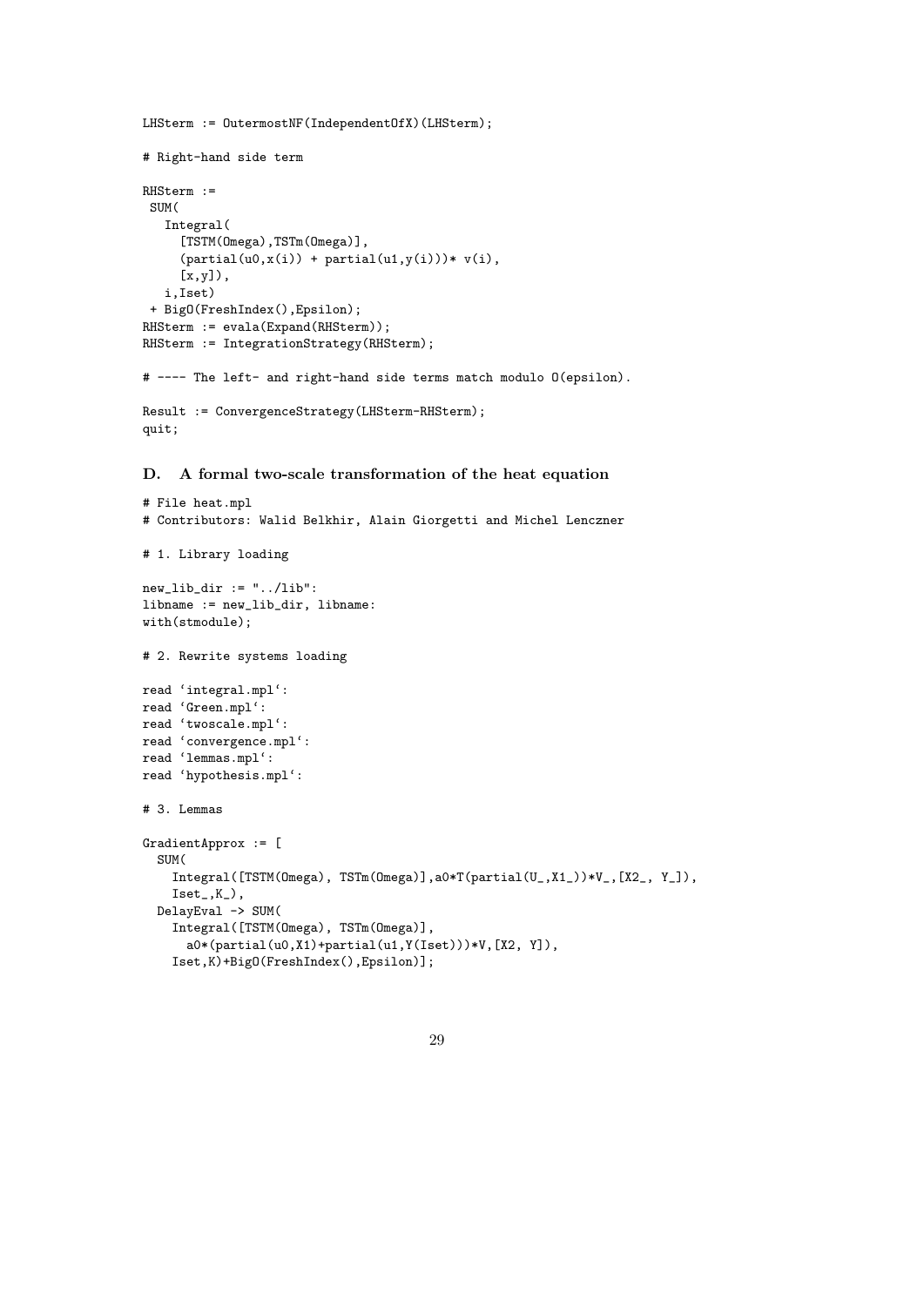```
LHSterm := OutermostNF(IndependentOfX)(LHSterm);

# Right-hand side term

RHSterm :=
 SUM(
   Integral(
     [TSTM(Omega),TSTm(Omega)],
     (partial(u0,x(i)) + partial(u1,y(i)))* v(i),
     [x,y]),
   i,Iset)
 + BigO(FreshIndex(),Epsilon);
RHSterm := evala(Expand(RHSterm));
RHSterm := IntegrationStrategy(RHSterm);

# ---- The left- and right-hand side terms match modulo O(epsilon).

Result := ConvergenceStrategy(LHSterm-RHSterm);
quit;
```

## D. A formal two-scale transformation of the heat equation

```
# File heat.mpl
# Contributors: Walid Belkhir, Alain Giorgetti and Michel Lenczner

# 1. Library loading

new_lib_dir := "../lib":
libname := new_lib_dir, libname:
with(stmodule);

# 2. Rewrite systems loading

read `integral.mpl`:
read `Green.mpl`:
read `twoscale.mpl`:
read `convergence.mpl`:
read `lemmas.mpl`:
read `hypothesis.mpl`:

# 3. Lemmas

GradientApprox := [
  SUM(
    Integral([TSTM(Omega), TSTm(Omega)],a0*T(partial(U_,X1_))*V_,[X2_, Y_]),
    Iset_,K_),
  DelayEval -> SUM(
    Integral([TSTM(Omega), TSTm(Omega)],
      a0*(partial(u0,X1)+partial(u1,Y(Iset)))*V,[X2, Y]),
    Iset,K)+BigO(FreshIndex(),Epsilon)];
```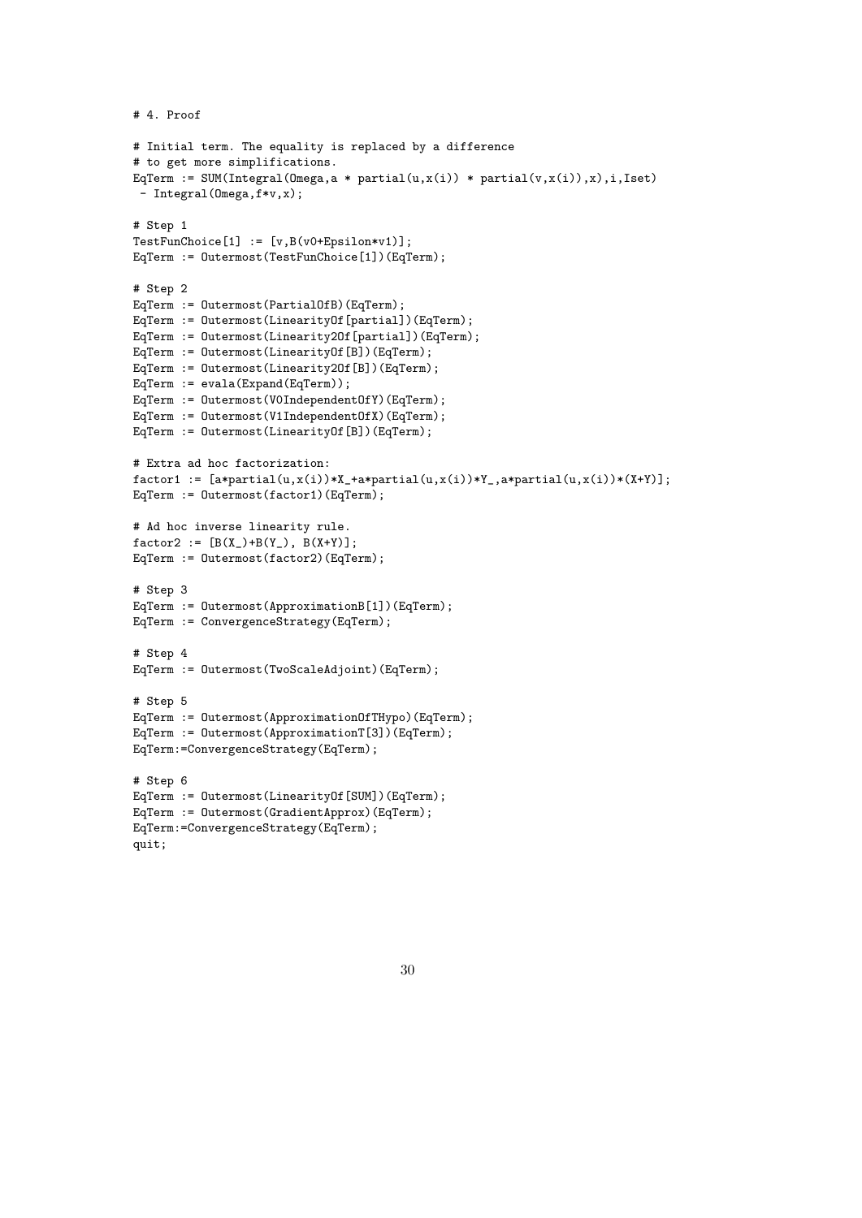```
# 4. Proof

# Initial term. The equality is replaced by a difference
# to get more simplifications.
EqTerm := SUM(Integral(Omega,a * partial(u,x(i)) * partial(v,x(i)),x),i,Iset)
 - Integral(Omega,f*v,x);

# Step 1
TestFunChoice[1] := [v,B(v0+Epsilon*v1)];
EqTerm := Outermost(TestFunChoice[1])(EqTerm);

# Step 2
EqTerm := Outermost(PartialOfB)(EqTerm);
EqTerm := Outermost(LinearityOf[partial])(EqTerm);
EqTerm := Outermost(Linearity2Of[partial])(EqTerm);
EqTerm := Outermost(LinearityOf[B])(EqTerm);
EqTerm := Outermost(Linearity2Of[B])(EqTerm);
EqTerm := evala(Expand(EqTerm));
EqTerm := Outermost(V0IndependentOfY)(EqTerm);
EqTerm := Outermost(V1IndependentOfX)(EqTerm);
EqTerm := Outermost(LinearityOf[B])(EqTerm);

# Extra ad hoc factorization:
factor1 := [a*partial(u,x(i))*X_+a*partial(u,x(i))*Y_,a*partial(u,x(i))*(X+Y)];
EqTerm := Outermost(factor1)(EqTerm);

# Ad hoc inverse linearity rule.
factor2 := [B(X_)+B(Y_), B(X+Y)];
EqTerm := Outermost(factor2)(EqTerm);

# Step 3
EqTerm := Outermost(ApproximationB[1])(EqTerm);
EqTerm := ConvergenceStrategy(EqTerm);

# Step 4
EqTerm := Outermost(TwoScaleAdjoint)(EqTerm);

# Step 5
EqTerm := Outermost(ApproximationOfTHypo)(EqTerm);
EqTerm := Outermost(ApproximationT[3])(EqTerm);
EqTerm:=ConvergenceStrategy(EqTerm);

# Step 6
EqTerm := Outermost(LinearityOf[SUM])(EqTerm);
EqTerm := Outermost(GradientApprox)(EqTerm);
EqTerm:=ConvergenceStrategy(EqTerm);
quit;
```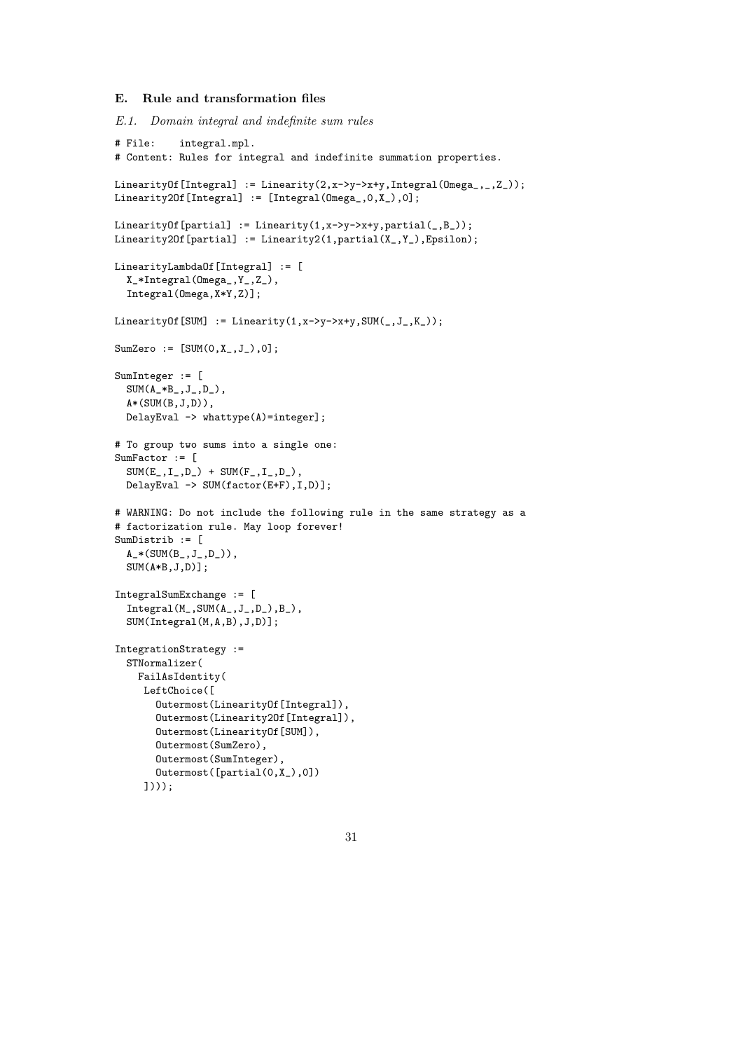## E. Rule and transformation files

### *E.1. Domain integral and indefinite sum rules*

```
# File:    integral.mpl.
# Content: Rules for integral and indefinite summation properties.

LinearityOf[Integral] := Linearity(2,x->y->x+y,Integral(Omega_,_,Z_));
Linearity2Of[Integral] := [Integral(Omega_,0,X_),0];

LinearityOf[partial] := Linearity(1,x->y->x+y,partial(_,B_));
Linearity2Of[partial] := Linearity2(1,partial(X_,Y_),Epsilon);

LinearityLambdaOf[Integral] := [
  X_*Integral(Omega_,Y_,Z_),
  Integral(Omega,X*Y,Z)];

LinearityOf[SUM] := Linearity(1,x->y->x+y,SUM(_,J_,K_));

SumZero := [SUM(0,X_,J_),0];

SumInteger := [
  SUM(A_*B_,J_,D_),
  A*(SUM(B,J,D)),
  DelayEval -> whattype(A)=integer];

# To group two sums into a single one:
SumFactor := [
  SUM(E_,I_,D_) + SUM(F_,I_,D_),
  DelayEval -> SUM(factor(E+F),I,D)];

# WARNING: Do not include the following rule in the same strategy as a
# factorization rule. May loop forever!
SumDistrib := [
  A_*(SUM(B_,J_,D_)),
  SUM(A*B,J,D)];

IntegralSumExchange := [
  Integral(M_,SUM(A_,J_,D_),B_),
  SUM(Integral(M,A,B),J,D)];

IntegrationStrategy :=
  STNormalizer(
    FailAsIdentity(
     LeftChoice([
       Outermost(LinearityOf[Integral]),
       Outermost(Linearity2Of[Integral]),
       Outermost(LinearityOf[SUM]),
       Outermost(SumZero),
       Outermost(SumInteger),
       Outermost([partial(0,X_),0])
     ])));
```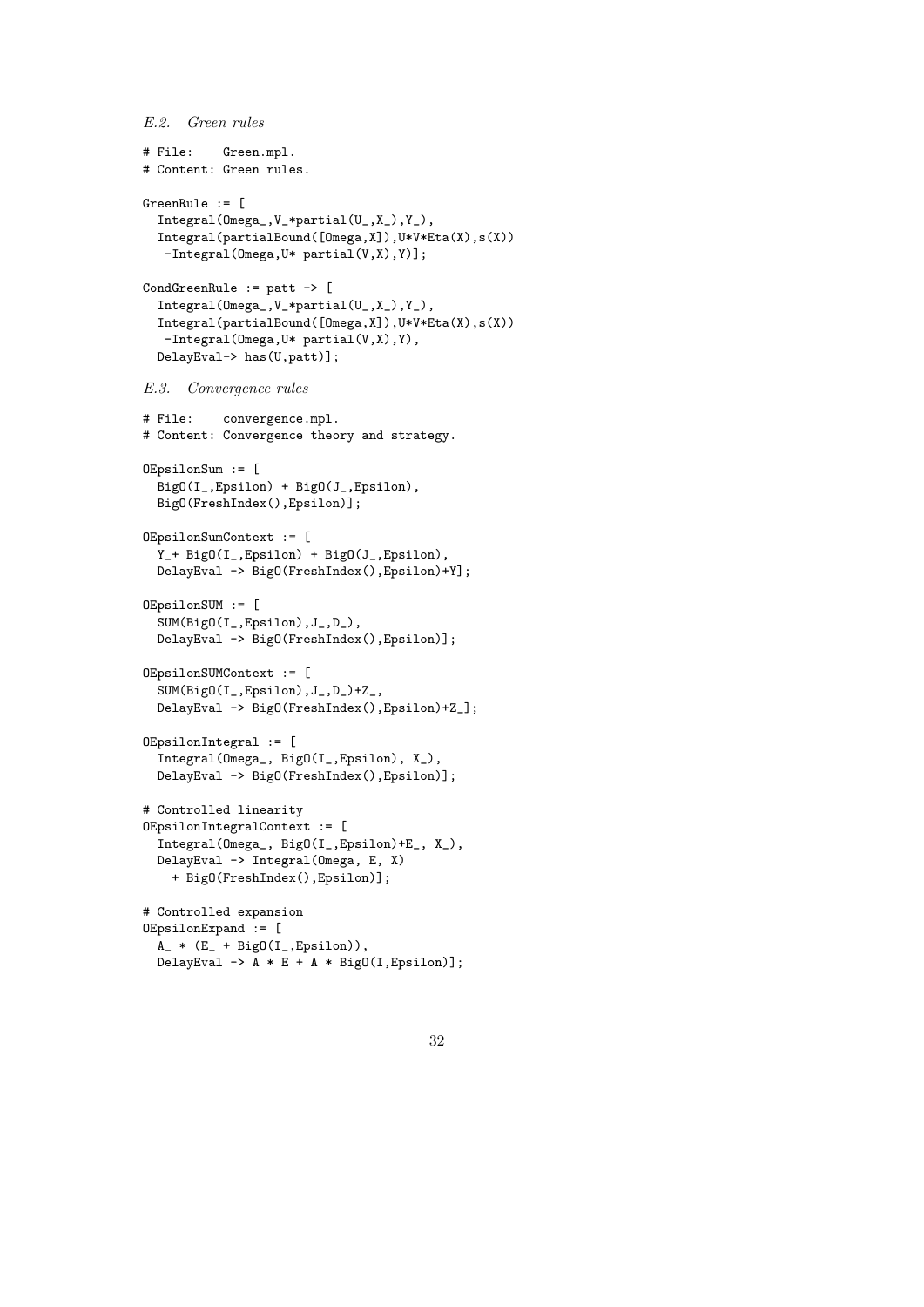*E.2. Green rules*

```
# File:    Green.mpl.
# Content: Green rules.

GreenRule := [
  Integral(Omega_,V_*partial(U_,X_),Y_),
  Integral(partialBound([Omega,X]),U*V*Eta(X),s(X))
   -Integral(Omega,U* partial(V,X),Y)];

CondGreenRule := patt -> [
  Integral(Omega_,V_*partial(U_,X_),Y_),
  Integral(partialBound([Omega,X]),U*V*Eta(X),s(X))
   -Integral(Omega,U* partial(V,X),Y),
  DelayEval-> has(U,patt)];
```

*E.3. Convergence rules*

```
# File:    convergence.mpl.
# Content: Convergence theory and strategy.

OEpsilonSum := [
  BigO(I_,Epsilon) + BigO(J_,Epsilon),
  BigO(FreshIndex(),Epsilon)];

OEpsilonSumContext := [
  Y_+ BigO(I_,Epsilon) + BigO(J_,Epsilon),
  DelayEval -> BigO(FreshIndex(),Epsilon)+Y];

OEpsilonSUM := [
  SUM(BigO(I_,Epsilon),J_,D_),
  DelayEval -> BigO(FreshIndex(),Epsilon)];

OEpsilonSUMContext := [
  SUM(BigO(I_,Epsilon),J_,D_)+Z_,
  DelayEval -> BigO(FreshIndex(),Epsilon)+Z_];

OEpsilonIntegral := [
  Integral(Omega_, BigO(I_,Epsilon), X_),
  DelayEval -> BigO(FreshIndex(),Epsilon)];

# Controlled linearity
OEpsilonIntegralContext := [
  Integral(Omega_, BigO(I_,Epsilon)+E_, X_),
  DelayEval -> Integral(Omega, E, X)
    + BigO(FreshIndex(),Epsilon)];

# Controlled expansion
OEpsilonExpand := [
  A_ * (E_ + BigO(I_,Epsilon)),
  DelayEval -> A * E + A * BigO(I,Epsilon)];
```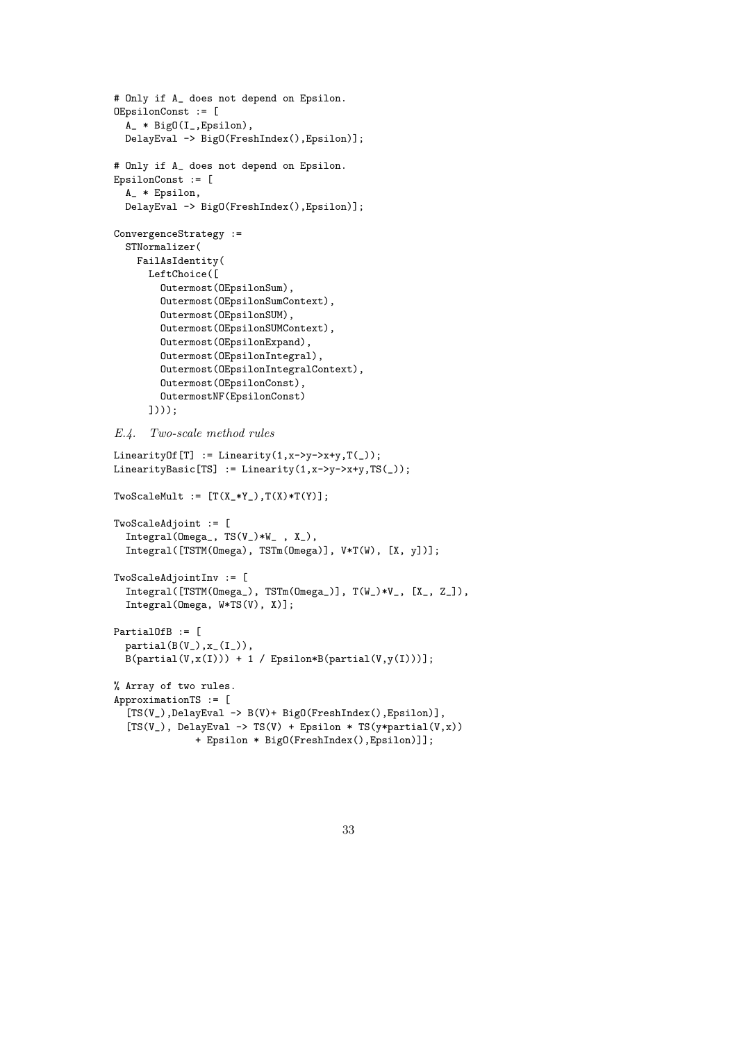```
# Only if A_ does not depend on Epsilon.
OEpsilonConst := [
  A_ * BigO(I_,Epsilon),
  DelayEval -> BigO(FreshIndex(),Epsilon)];

# Only if A_ does not depend on Epsilon.
EpsilonConst := [
  A_ * Epsilon,
  DelayEval -> BigO(FreshIndex(),Epsilon)];

ConvergenceStrategy :=
  STNormalizer(
    FailAsIdentity(
      LeftChoice([
        Outermost(OEpsilonSum),
        Outermost(OEpsilonSumContext),
        Outermost(OEpsilonSUM),
        Outermost(OEpsilonSUMContext),
        Outermost(OEpsilonExpand),
        Outermost(OEpsilonIntegral),
        Outermost(OEpsilonIntegralContext),
        Outermost(OEpsilonConst),
        OutermostNF(EpsilonConst)
      ])));
```

### E.4. Two-scale method rules

```
LinearityOf[T] := Linearity(1,x->y->x+y,T(_));
LinearityBasic[TS] := Linearity(1,x->y->x+y,TS(_));

TwoScaleMult := [T(X_*Y_),T(X)*T(Y)];

TwoScaleAdjoint := [
  Integral(Omega_, TS(V_)*W_ , X_),
  Integral([TSTM(Omega), TSTm(Omega)], V*T(W), [X, y])];

TwoScaleAdjointInv := [
  Integral([TSTM(Omega_), TSTm(Omega_)], T(W_)*V_, [X_, Z_]),
  Integral(Omega, W*TS(V), X)];

PartialOfB := [
  partial(B(V_),x_(I_)),
  B(partial(V,x(I))) + 1 / Epsilon*B(partial(V,y(I)))];

% Array of two rules.
ApproximationTS := [
  [TS(V_),DelayEval -> B(V)+ BigO(FreshIndex(),Epsilon)],
  [TS(V_), DelayEval -> TS(V) + Epsilon * TS(y*partial(V,x))
              + Epsilon * BigO(FreshIndex(),Epsilon)]];
```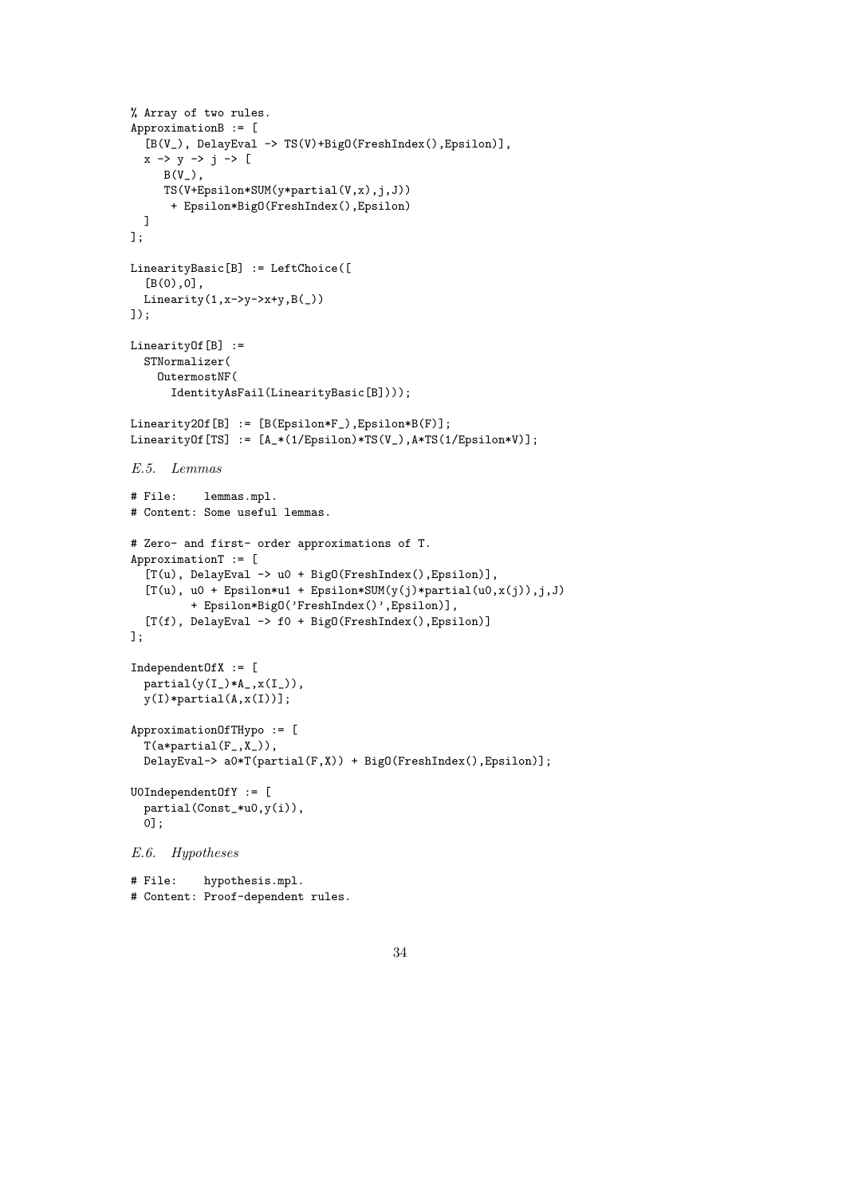```
% Array of two rules.
ApproximationB := [
  [B(V_), DelayEval -> TS(V)+BigO(FreshIndex(),Epsilon)],
  x -> y -> j -> [
     B(V_),
     TS(V+Epsilon*SUM(y*partial(V,x),j,J))
      + Epsilon*BigO(FreshIndex(),Epsilon)
  ]
];

LinearityBasic[B] := LeftChoice([
  [B(0),0],
  Linearity(1,x->y->x+y,B(_))
]);

LinearityOf[B] :=
  STNormalizer(
    OutermostNF(
      IdentityAsFail(LinearityBasic[B])));

Linearity2Of[B] := [B(Epsilon*F_),Epsilon*B(F)];
LinearityOf[TS] := [A_*(1/Epsilon)*TS(V_),A*TS(1/Epsilon*V)];
```

### *E.5. Lemmas*

```
# File:    lemmas.mpl.
# Content: Some useful lemmas.

# Zero- and first- order approximations of T.
ApproximationT := [
  [T(u), DelayEval -> u0 + BigO(FreshIndex(),Epsilon)],
  [T(u), u0 + Epsilon*u1 + Epsilon*SUM(y(j)*partial(u0,x(j)),j,J)
         + Epsilon*BigO('FreshIndex()',Epsilon)],
  [T(f), DelayEval -> f0 + BigO(FreshIndex(),Epsilon)]
];

IndependentOfX := [
  partial(y(I_)*A_,x(I_)),
  y(I)*partial(A,x(I))];

ApproximationOfTHypo := [
  T(a*partial(F_,X_)),
  DelayEval-> a0*T(partial(F,X)) + BigO(FreshIndex(),Epsilon)];

U0IndependentOfY := [
  partial(Const_*u0,y(i)),
  0];
```

### *E.6. Hypotheses*

```
# File:    hypothesis.mpl.
# Content: Proof-dependent rules.
```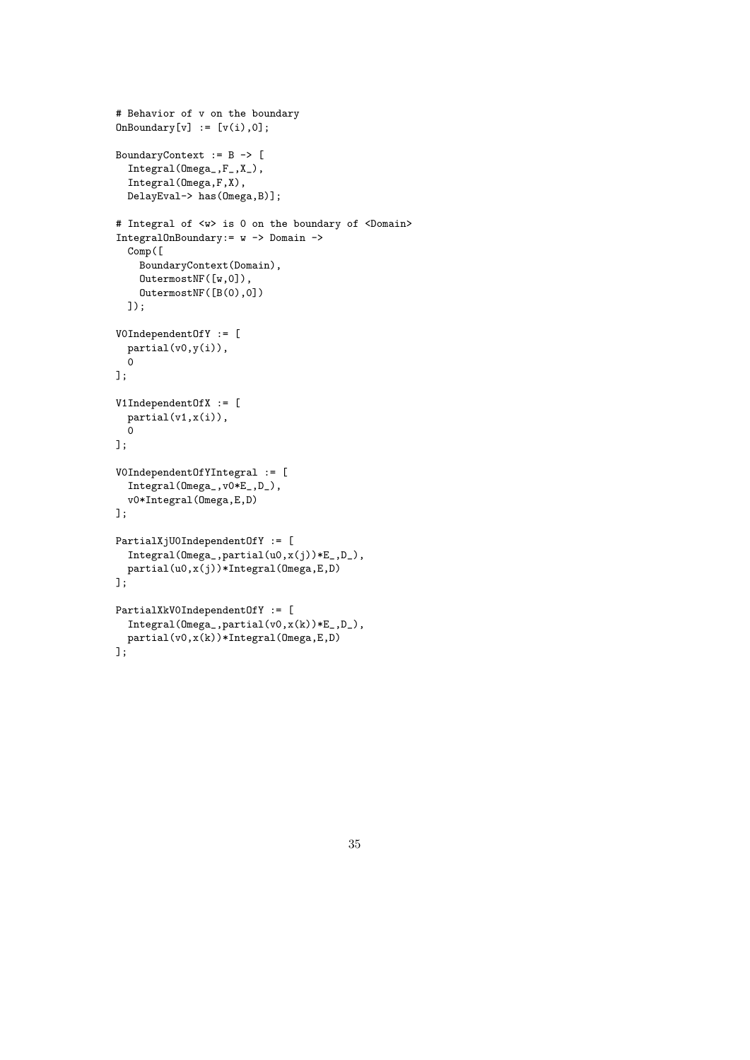```
# Behavior of v on the boundary
OnBoundary[v] := [v(i),0];

BoundaryContext := B -> [
  Integral(Omega_,F_,X_),
  Integral(Omega,F,X),
  DelayEval-> has(Omega,B)];

# Integral of <w> is 0 on the boundary of <Domain>
IntegralOnBoundary:= w -> Domain ->
  Comp([
    BoundaryContext(Domain),
    OutermostNF([w,0]),
    OutermostNF([B(0),0])
  ]);

V0IndependentOfY := [
  partial(v0,y(i)),
  0
];

V1IndependentOfX := [
  partial(v1,x(i)),
  0
];

V0IndependentOfYIntegral := [
  Integral(Omega_,v0*E_,D_),
  v0*Integral(Omega,E,D)
];

PartialXjU0IndependentOfY := [
  Integral(Omega_,partial(u0,x(j))*E_,D_),
  partial(u0,x(j))*Integral(Omega,E,D)
];

PartialXkV0IndependentOfY := [
  Integral(Omega_,partial(v0,x(k))*E_,D_),
  partial(v0,x(k))*Integral(Omega,E,D)
];
```